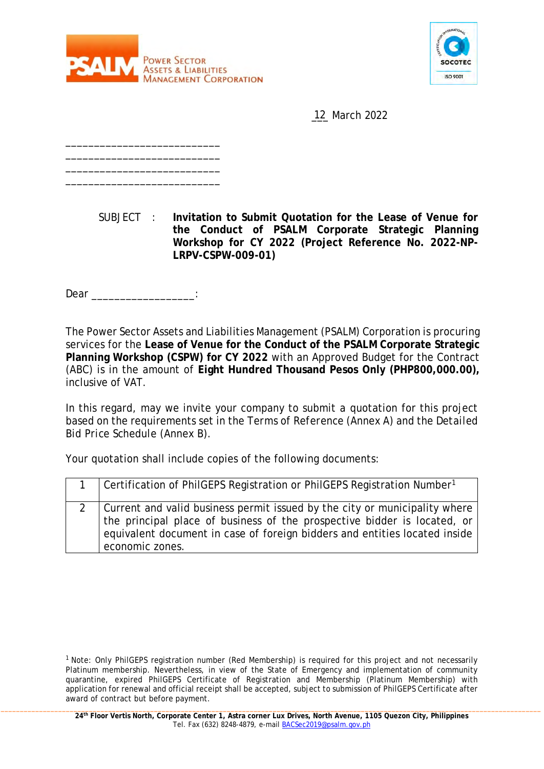Power Sector Assets & Liabilities Management Corporation

12 March 2022

\_\_\_\_\_\_\_\_\_\_\_\_\_\_\_\_\_\_\_\_\_\_\_\_\_\_\_
\_\_\_\_\_\_\_\_\_\_\_\_\_\_\_\_\_\_\_\_\_\_\_\_\_\_\_
\_\_\_\_\_\_\_\_\_\_\_\_\_\_\_\_\_\_\_\_\_\_\_\_\_\_\_
\_\_\_\_\_\_\_\_\_\_\_\_\_\_\_\_\_\_\_\_\_\_\_\_\_\_\_

SUBJECT : **Invitation to Submit Quotation for the Lease of Venue for the Conduct of PSALM Corporate Strategic Planning Workshop for CY 2022 (Project Reference No. 2022-NP-LRPV-CSPW-009-01)**

Dear \_\_\_\_\_\_\_\_\_\_\_\_\_\_\_\_\_:

The Power Sector Assets and Liabilities Management (PSALM) Corporation is procuring services for the **Lease of Venue for the Conduct of the PSALM Corporate Strategic Planning Workshop (CSPW) for CY 2022** with an Approved Budget for the Contract (ABC) is in the amount of **Eight Hundred Thousand Pesos Only (PHP800,000.00),** inclusive of VAT.

In this regard, may we invite your company to submit a quotation for this project based on the requirements set in the Terms of Reference (Annex A) and the Detailed Bid Price Schedule (Annex B).

Your quotation shall include copies of the following documents:

| | |
|---|---|
| 1 | Certification of PhilGEPS Registration or PhilGEPS Registration Number[1] |
| 2 | Current and valid business permit issued by the city or municipality where the principal place of business of the prospective bidder is located, or equivalent document in case of foreign bidders and entities located inside economic zones. |

[1] Note: Only PhilGEPS registration number (Red Membership) is required for this project and not necessarily Platinum membership. Nevertheless, in view of the State of Emergency and implementation of community quarantine, expired PhilGEPS Certificate of Registration and Membership (Platinum Membership) with application for renewal and official receipt shall be accepted, subject to submission of PhilGEPS Certificate after award of contract but before payment.

**24th Floor Vertis North, Corporate Center 1, Astra corner Lux Drives, North Avenue, 1105 Quezon City, Philippines**
Tel. Fax (632) 8248-4879, e-mail BACSec2019@psalm.gov.ph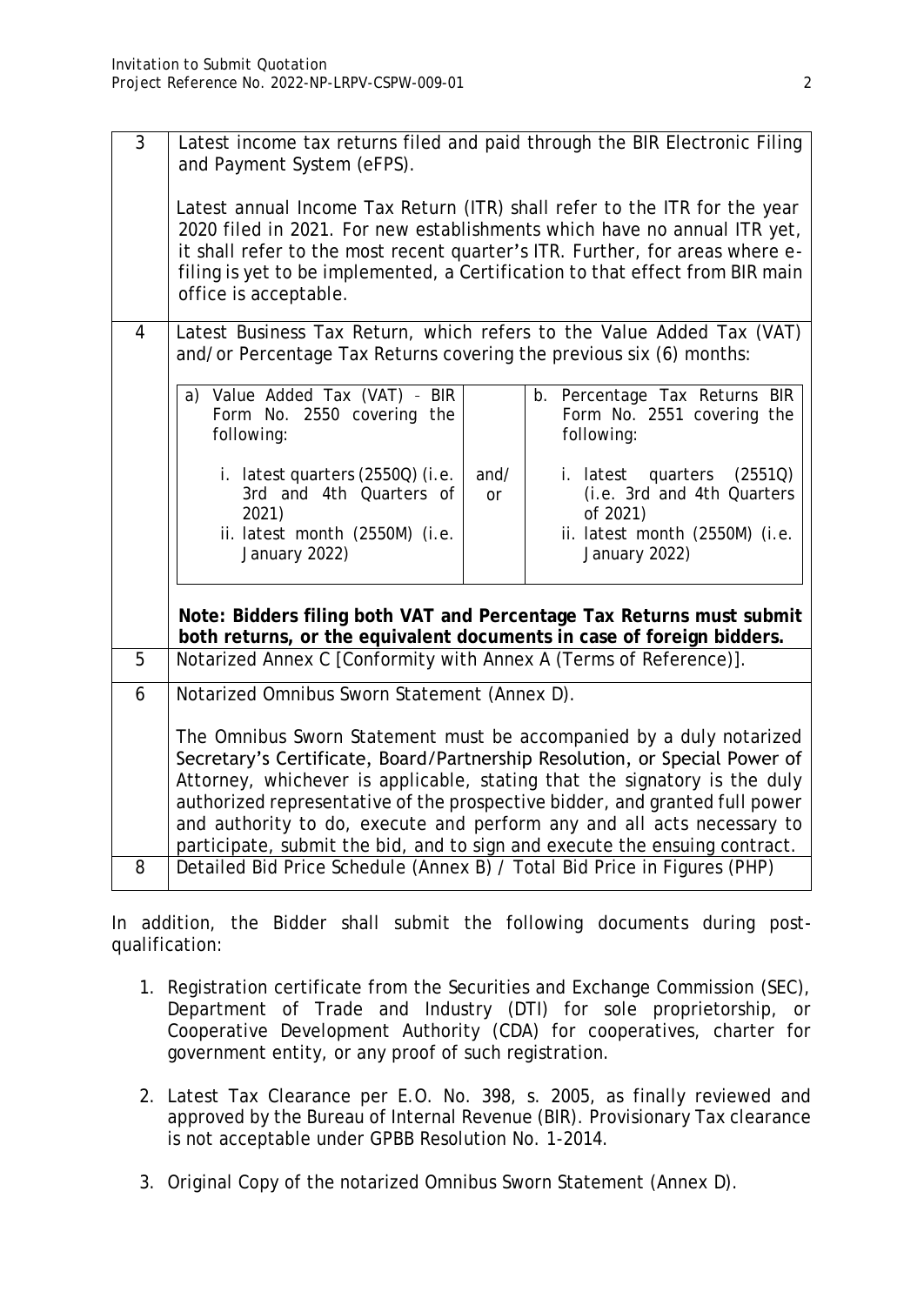| | |
|---|---|
| 3 | Latest income tax returns filed and paid through the BIR Electronic Filing and Payment System (eFPS).<br><br>Latest annual Income Tax Return (ITR) shall refer to the ITR for the year 2020 filed in 2021. For new establishments which have no annual ITR yet, it shall refer to the most recent quarter's ITR. Further, for areas where e-filing is yet to be implemented, a Certification to that effect from BIR main office is acceptable. |
| 4 | Latest Business Tax Return, which refers to the Value Added Tax (VAT) and/or Percentage Tax Returns covering the previous six (6) months:<br><br>a) Value Added Tax (VAT) - BIR Form No. 2550 covering the following:<br>i. latest quarters (2550Q) (i.e. 3rd and 4th Quarters of 2021)<br>ii. latest month (2550M) (i.e. January 2022)<br><br>**and/or**<br><br>b. Percentage Tax Returns BIR Form No. 2551 covering the following:<br>i. latest quarters (2551Q) (i.e. 3rd and 4th Quarters of 2021)<br>ii. latest month (2550M) (i.e. January 2022)<br><br>**Note: Bidders filing both VAT and Percentage Tax Returns must submit both returns, or the equivalent documents in case of foreign bidders.** |
| 5 | Notarized Annex C [Conformity with Annex A (Terms of Reference)]. |
| 6 | Notarized Omnibus Sworn Statement (Annex D).<br><br>The Omnibus Sworn Statement must be accompanied by a duly notarized Secretary's Certificate, Board/Partnership Resolution, or Special Power of Attorney, whichever is applicable, stating that the signatory is the duly authorized representative of the prospective bidder, and granted full power and authority to do, execute and perform any and all acts necessary to participate, submit the bid, and to sign and execute the ensuing contract. |
| 8 | Detailed Bid Price Schedule (Annex B) / Total Bid Price in Figures (PHP) |

In addition, the Bidder shall submit the following documents during post-qualification:

1. Registration certificate from the Securities and Exchange Commission (SEC), Department of Trade and Industry (DTI) for sole proprietorship, or Cooperative Development Authority (CDA) for cooperatives, charter for government entity, or any proof of such registration.

2. Latest Tax Clearance per E.O. No. 398, s. 2005, as finally reviewed and approved by the Bureau of Internal Revenue (BIR). Provisionary Tax clearance is not acceptable under GPBB Resolution No. 1-2014.

3. Original Copy of the notarized Omnibus Sworn Statement (Annex D).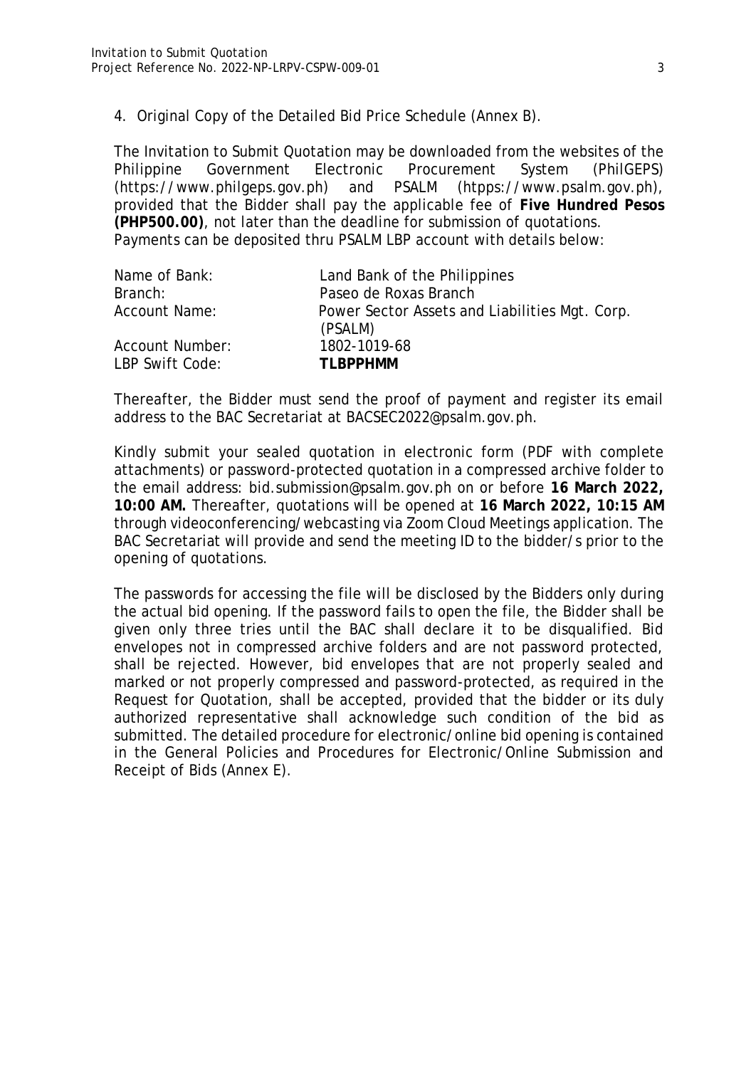4. Original Copy of the Detailed Bid Price Schedule (Annex B).

The Invitation to Submit Quotation may be downloaded from the websites of the Philippine Government Electronic Procurement System (PhilGEPS) (https://www.philgeps.gov.ph) and PSALM (htpps://www.psalm.gov.ph), provided that the Bidder shall pay the applicable fee of **Five Hundred Pesos (PHP500.00)**, not later than the deadline for submission of quotations. Payments can be deposited thru PSALM LBP account with details below:

| | |
|---|---|
| Name of Bank: | Land Bank of the Philippines |
| Branch: | Paseo de Roxas Branch |
| Account Name: | Power Sector Assets and Liabilities Mgt. Corp. (PSALM) |
| Account Number: | 1802-1019-68 |
| LBP Swift Code: | **TLBPPHMM** |

Thereafter, the Bidder must send the proof of payment and register its email address to the BAC Secretariat at BACSEC2022@psalm.gov.ph.

Kindly submit your sealed quotation in electronic form (PDF with complete attachments) or password-protected quotation in a compressed archive folder to the email address: bid.submission@psalm.gov.ph on or before **16 March 2022, 10:00 AM.** Thereafter, quotations will be opened at **16 March 2022, 10:15 AM** through videoconferencing/webcasting via Zoom Cloud Meetings application. The BAC Secretariat will provide and send the meeting ID to the bidder/s prior to the opening of quotations.

The passwords for accessing the file will be disclosed by the Bidders only during the actual bid opening. If the password fails to open the file, the Bidder shall be given only three tries until the BAC shall declare it to be disqualified. Bid envelopes not in compressed archive folders and are not password protected, shall be rejected. However, bid envelopes that are not properly sealed and marked or not properly compressed and password-protected, as required in the Request for Quotation, shall be accepted, provided that the bidder or its duly authorized representative shall acknowledge such condition of the bid as submitted. The detailed procedure for electronic/online bid opening is contained in the General Policies and Procedures for Electronic/Online Submission and Receipt of Bids (Annex E).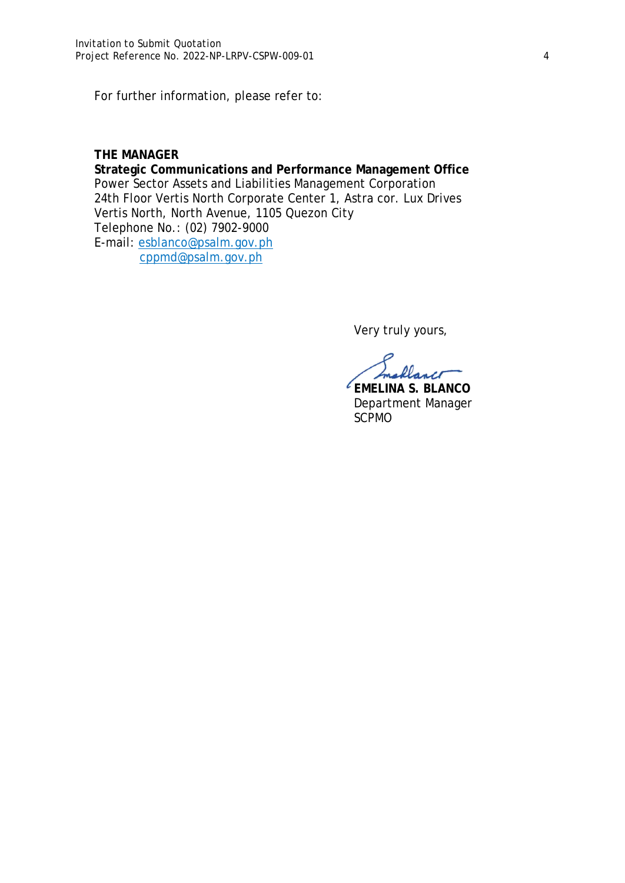For further information, please refer to:

**THE MANAGER**
**Strategic Communications and Performance Management Office**
Power Sector Assets and Liabilities Management Corporation
24th Floor Vertis North Corporate Center 1, Astra cor. Lux Drives
Vertis North, North Avenue, 1105 Quezon City
Telephone No.: (02) 7902-9000
E-mail: esblanco@psalm.gov.ph
cppmd@psalm.gov.ph

Very truly yours,

**EMELINA S. BLANCO**
Department Manager
SCPMO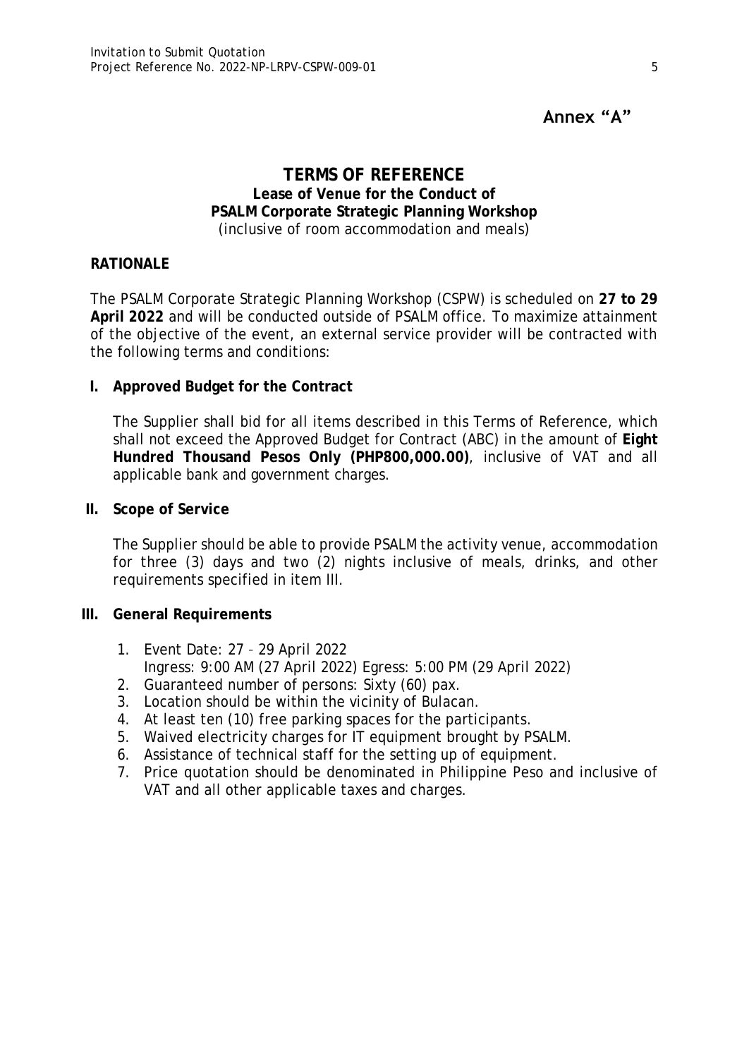Annex "A"

# TERMS OF REFERENCE

**Lease of Venue for the Conduct of**
**PSALM Corporate Strategic Planning Workshop**
(inclusive of room accommodation and meals)

**RATIONALE**

The PSALM Corporate Strategic Planning Workshop (CSPW) is scheduled on **27 to 29 April 2022** and will be conducted outside of PSALM office. To maximize attainment of the objective of the event, an external service provider will be contracted with the following terms and conditions:

## I. Approved Budget for the Contract

The Supplier shall bid for all items described in this Terms of Reference, which shall not exceed the Approved Budget for Contract (ABC) in the amount of **Eight Hundred Thousand Pesos Only (PHP800,000.00)**, inclusive of VAT and all applicable bank and government charges.

## II. Scope of Service

The Supplier should be able to provide PSALM the activity venue, accommodation for three (3) days and two (2) nights inclusive of meals, drinks, and other requirements specified in item III.

## III. General Requirements

1. Event Date: 27 – 29 April 2022
   Ingress: 9:00 AM (27 April 2022) Egress: 5:00 PM (29 April 2022)
2. Guaranteed number of persons: Sixty (60) pax.
3. Location should be within the vicinity of Bulacan.
4. At least ten (10) free parking spaces for the participants.
5. Waived electricity charges for IT equipment brought by PSALM.
6. Assistance of technical staff for the setting up of equipment.
7. Price quotation should be denominated in Philippine Peso and inclusive of VAT and all other applicable taxes and charges.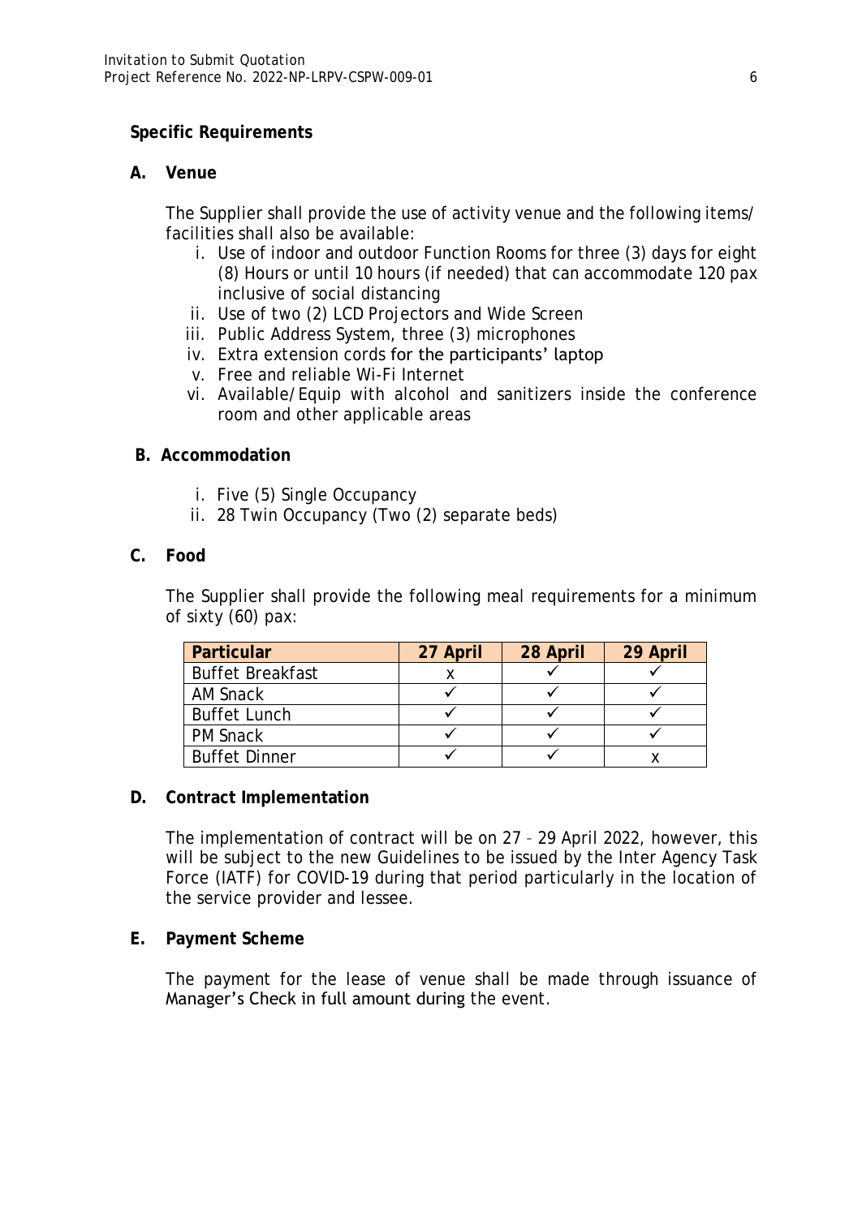## Specific Requirements

### A. Venue

The Supplier shall provide the use of activity venue and the following items/ facilities shall also be available:

- i. Use of indoor and outdoor Function Rooms for three (3) days for eight (8) Hours or until 10 hours (if needed) that can accommodate 120 pax inclusive of social distancing
- ii. Use of two (2) LCD Projectors and Wide Screen
- iii. Public Address System, three (3) microphones
- iv. Extra extension cords for the participants' laptop
- v. Free and reliable Wi-Fi Internet
- vi. Available/Equip with alcohol and sanitizers inside the conference room and other applicable areas

### B. Accommodation

- i. Five (5) Single Occupancy
- ii. 28 Twin Occupancy (Two (2) separate beds)

### C. Food

The Supplier shall provide the following meal requirements for a minimum of sixty (60) pax:

| Particular | 27 April | 28 April | 29 April |
|---|---|---|---|
| Buffet Breakfast | x | ✓ | ✓ |
| AM Snack | ✓ | ✓ | ✓ |
| Buffet Lunch | ✓ | ✓ | ✓ |
| PM Snack | ✓ | ✓ | ✓ |
| Buffet Dinner | ✓ | ✓ | x |

### D. Contract Implementation

The implementation of contract will be on 27 – 29 April 2022, however, this will be subject to the new Guidelines to be issued by the Inter Agency Task Force (IATF) for COVID-19 during that period particularly in the location of the service provider and lessee.

### E. Payment Scheme

The payment for the lease of venue shall be made through issuance of Manager's Check in full amount during the event.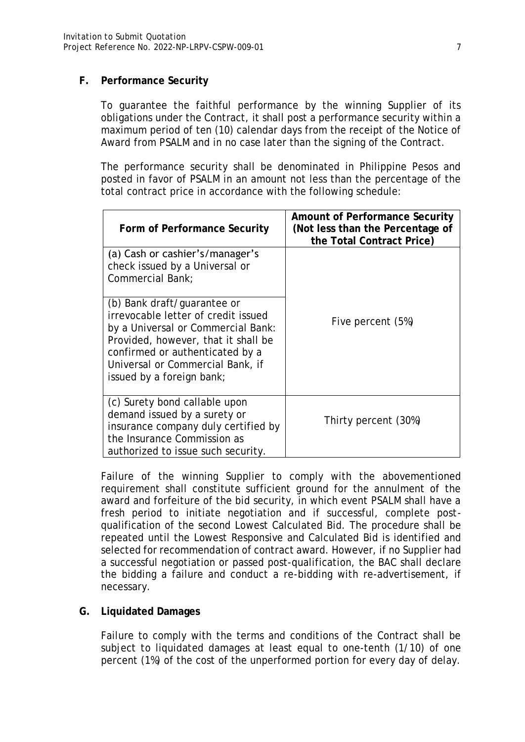## F. Performance Security

To guarantee the faithful performance by the winning Supplier of its obligations under the Contract, it shall post a performance security within a maximum period of ten (10) calendar days from the receipt of the Notice of Award from PSALM and in no case later than the signing of the Contract.

The performance security shall be denominated in Philippine Pesos and posted in favor of PSALM in an amount not less than the percentage of the total contract price in accordance with the following schedule:

| Form of Performance Security | Amount of Performance Security (Not less than the Percentage of the Total Contract Price) |
|---|---|
| (a) Cash or cashier's/manager's check issued by a Universal or Commercial Bank; (b) Bank draft/guarantee or irrevocable letter of credit issued by a Universal or Commercial Bank: Provided, however, that it shall be confirmed or authenticated by a Universal or Commercial Bank, if issued by a foreign bank; | Five percent (5%) |
| (c) Surety bond callable upon demand issued by a surety or insurance company duly certified by the Insurance Commission as authorized to issue such security. | Thirty percent (30%) |

Failure of the winning Supplier to comply with the abovementioned requirement shall constitute sufficient ground for the annulment of the award and forfeiture of the bid security, in which event PSALM shall have a fresh period to initiate negotiation and if successful, complete post-qualification of the second Lowest Calculated Bid. The procedure shall be repeated until the Lowest Responsive and Calculated Bid is identified and selected for recommendation of contract award. However, if no Supplier had a successful negotiation or passed post-qualification, the BAC shall declare the bidding a failure and conduct a re-bidding with re-advertisement, if necessary.

## G. Liquidated Damages

Failure to comply with the terms and conditions of the Contract shall be subject to liquidated damages at least equal to one-tenth (1/10) of one percent (1%) of the cost of the unperformed portion for every day of delay.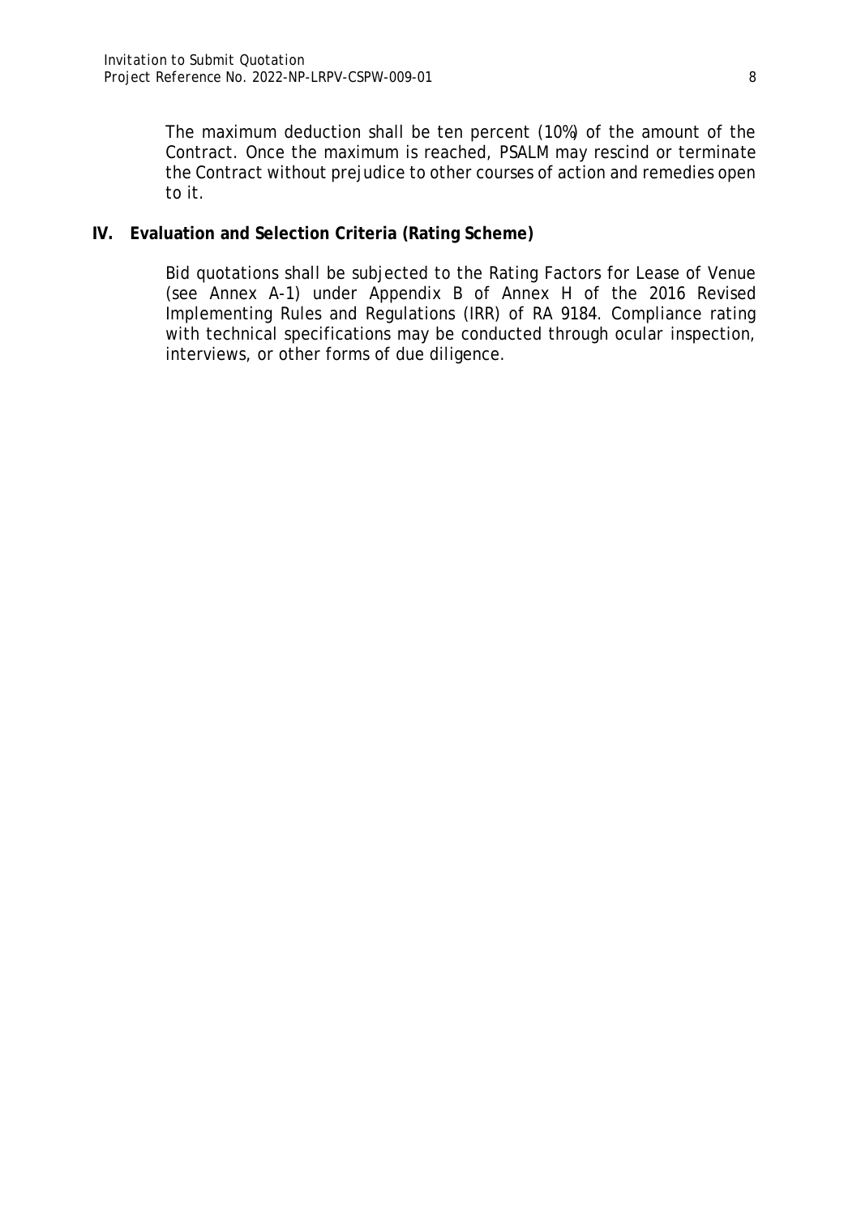The maximum deduction shall be ten percent (10%) of the amount of the Contract. Once the maximum is reached, PSALM may rescind or terminate the Contract without prejudice to other courses of action and remedies open to it.

## IV. Evaluation and Selection Criteria (Rating Scheme)

Bid quotations shall be subjected to the Rating Factors for Lease of Venue (see Annex A-1) under Appendix B of Annex H of the 2016 Revised Implementing Rules and Regulations (IRR) of RA 9184. Compliance rating with technical specifications may be conducted through ocular inspection, interviews, or other forms of due diligence.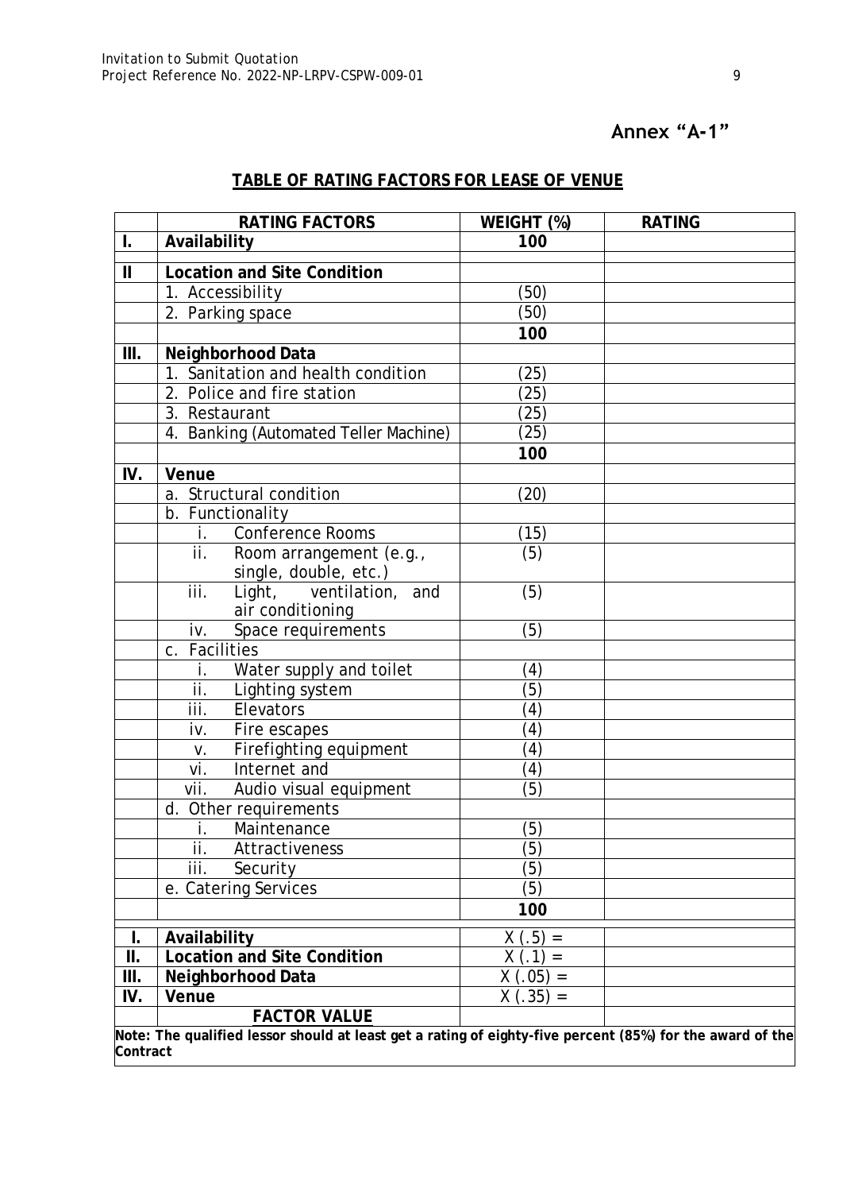# Annex "A-1"

## TABLE OF RATING FACTORS FOR LEASE OF VENUE

| | RATING FACTORS | WEIGHT (%) | RATING |
|---|---|---|---|
| I. | **Availability** | **100** | |
| | | | |
| II | **Location and Site Condition** | | |
| | 1. Accessibility | (50) | |
| | 2. Parking space | (50) | |
| | | **100** | |
| III. | **Neighborhood Data** | | |
| | 1. Sanitation and health condition | (25) | |
| | 2. Police and fire station | (25) | |
| | 3. Restaurant | (25) | |
| | 4. Banking (Automated Teller Machine) | (25) | |
| | | **100** | |
| IV. | **Venue** | | |
| | a. Structural condition | (20) | |
| | b. Functionality | | |
| | i. Conference Rooms | (15) | |
| | ii. Room arrangement (e.g., single, double, etc.) | (5) | |
| | iii. Light, ventilation, and air conditioning | (5) | |
| | iv. Space requirements | (5) | |
| | c. Facilities | | |
| | i. Water supply and toilet | (4) | |
| | ii. Lighting system | (5) | |
| | iii. Elevators | (4) | |
| | iv. Fire escapes | (4) | |
| | v. Firefighting equipment | (4) | |
| | vi. Internet and | (4) | |
| | vii. Audio visual equipment | (5) | |
| | d. Other requirements | | |
| | i. Maintenance | (5) | |
| | ii. Attractiveness | (5) | |
| | iii. Security | (5) | |
| | e. Catering Services | (5) | |
| | | **100** | |
| | | | |
| **I.** | **Availability** | X (.5) = | |
| **II.** | **Location and Site Condition** | X (.1) = | |
| **III.** | **Neighborhood Data** | X (.05) = | |
| **IV.** | **Venue** | X (.35) = | |
| | **FACTOR VALUE** | | |

**Note: The qualified lessor should at least get a rating of eighty-five percent (85%) for the award of the Contract**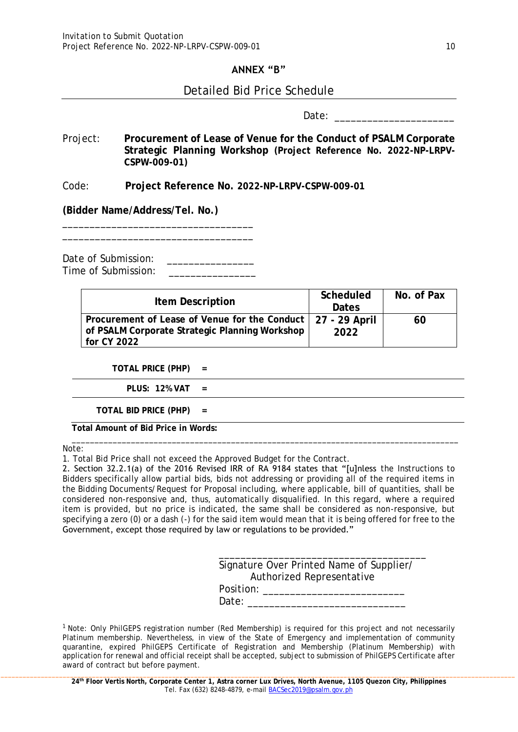## ANNEX "B"

## Detailed Bid Price Schedule

Date: _____________________

Project: **Procurement of Lease of Venue for the Conduct of PSALM Corporate Strategic Planning Workshop (Project Reference No. 2022-NP-LRPV-CSPW-009-01)**

Code: **Project Reference No. 2022-NP-LRPV-CSPW-009-01**

**(Bidder Name/Address/Tel. No.)**

_________________________________

_________________________________

Date of Submission: _______________

Time of Submission: _______________

| Item Description | Scheduled Dates | No. of Pax |
|---|---|---|
| **Procurement of Lease of Venue for the Conduct of PSALM Corporate Strategic Planning Workshop for CY 2022** | **27 - 29 April 2022** | **60** |

**TOTAL PRICE (PHP) =**

**PLUS: 12% VAT =**

**TOTAL BID PRICE (PHP) =**

**Total Amount of Bid Price in Words:**

_________________________________________________________________________________

Note:

1. Total Bid Price shall not exceed the Approved Budget for the Contract.
2. Section 32.2.1(a) of the 2016 Revised IRR of RA 9184 states that "[u]nless the Instructions to Bidders specifically allow partial bids, bids not addressing or providing all of the required items in the Bidding Documents/Request for Proposal including, where applicable, bill of quantities, shall be considered non-responsive and, thus, automatically disqualified. In this regard, where a required item is provided, but no price is indicated, the same shall be considered as non-responsive, but specifying a zero (0) or a dash (-) for the said item would mean that it is being offered for free to the Government, except those required by law or regulations to be provided."

_____________________________________

Signature Over Printed Name of Supplier/ Authorized Representative

Position: _________________________

Date: ____________________________

[1] Note: Only PhilGEPS registration number (Red Membership) is required for this project and not necessarily Platinum membership. Nevertheless, in view of the State of Emergency and implementation of community quarantine, expired PhilGEPS Certificate of Registration and Membership (Platinum Membership) with application for renewal and official receipt shall be accepted, subject to submission of PhilGEPS Certificate after award of contract but before payment.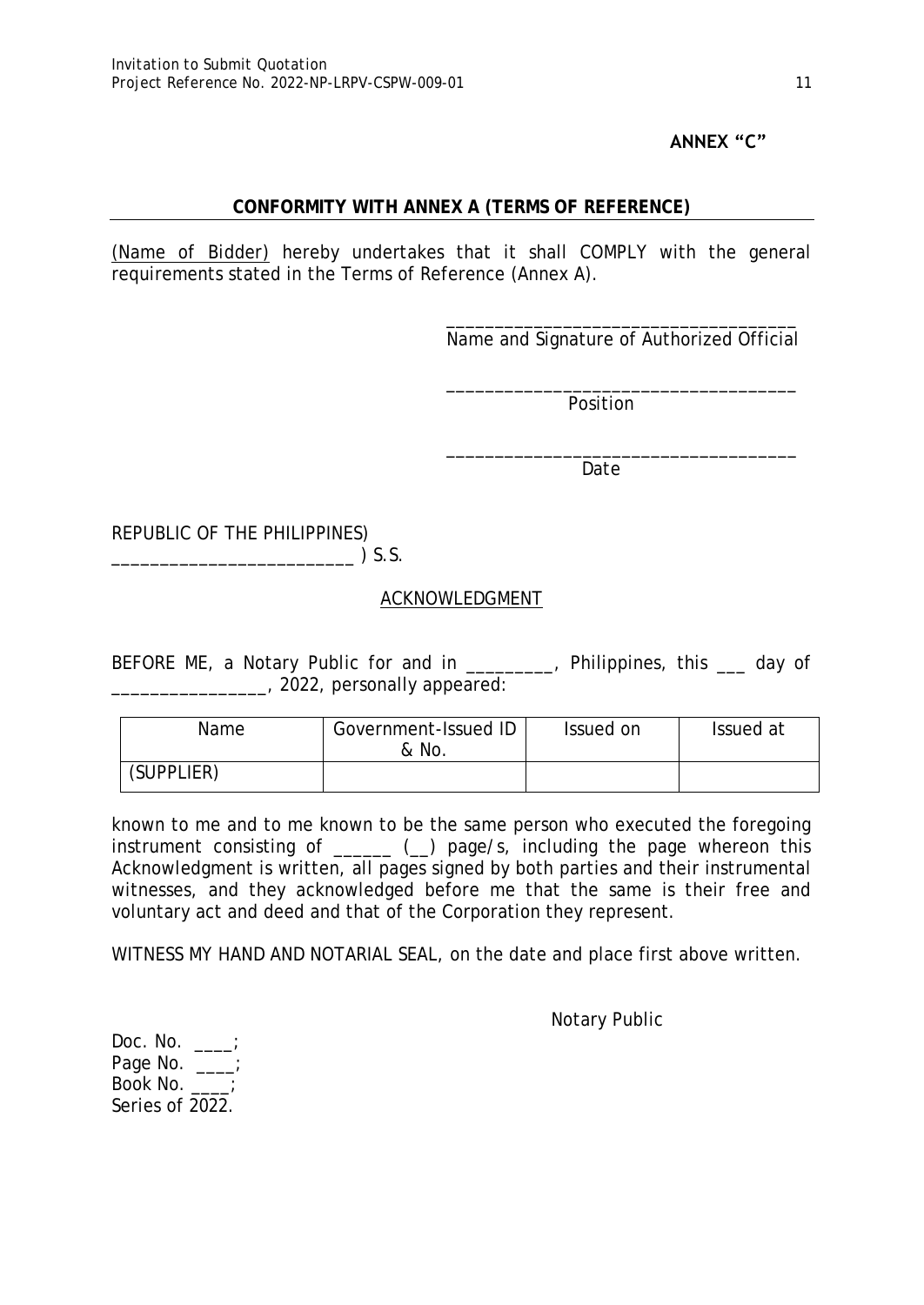**ANNEX "C"**

## CONFORMITY WITH ANNEX A (TERMS OF REFERENCE)

(Name of Bidder) hereby undertakes that it shall COMPLY with the general requirements stated in the Terms of Reference (Annex A).

\_\_\_\_\_\_\_\_\_\_\_\_\_\_\_\_\_\_\_\_\_\_\_\_\_\_\_\_\_\_\_\_\_\_\_\_
Name and Signature of Authorized Official

\_\_\_\_\_\_\_\_\_\_\_\_\_\_\_\_\_\_\_\_\_\_\_\_\_\_\_\_\_\_\_\_\_\_\_\_
Position

\_\_\_\_\_\_\_\_\_\_\_\_\_\_\_\_\_\_\_\_\_\_\_\_\_\_\_\_\_\_\_\_\_\_\_\_
Date

REPUBLIC OF THE PHILIPPINES)
\_\_\_\_\_\_\_\_\_\_\_\_\_\_\_\_\_\_\_\_\_\_\_\_ ) S.S.

ACKNOWLEDGMENT

BEFORE ME, a Notary Public for and in \_\_\_\_\_\_\_\_\_, Philippines, this \_\_\_ day of \_\_\_\_\_\_\_\_\_\_\_\_\_\_\_\_, 2022, personally appeared:

| Name | Government-Issued ID & No. | Issued on | Issued at |
|---|---|---|---|
| (SUPPLIER) | | | |

known to me and to me known to be the same person who executed the foregoing instrument consisting of \_\_\_\_\_\_ (\_\_) page/s, including the page whereon this Acknowledgment is written, all pages signed by both parties and their instrumental witnesses, and they acknowledged before me that the same is their free and voluntary act and deed and that of the Corporation they represent.

WITNESS MY HAND AND NOTARIAL SEAL, on the date and place first above written.

Notary Public

Doc. No. \_\_\_\_;
Page No. \_\_\_\_;
Book No. \_\_\_\_;
Series of 2022.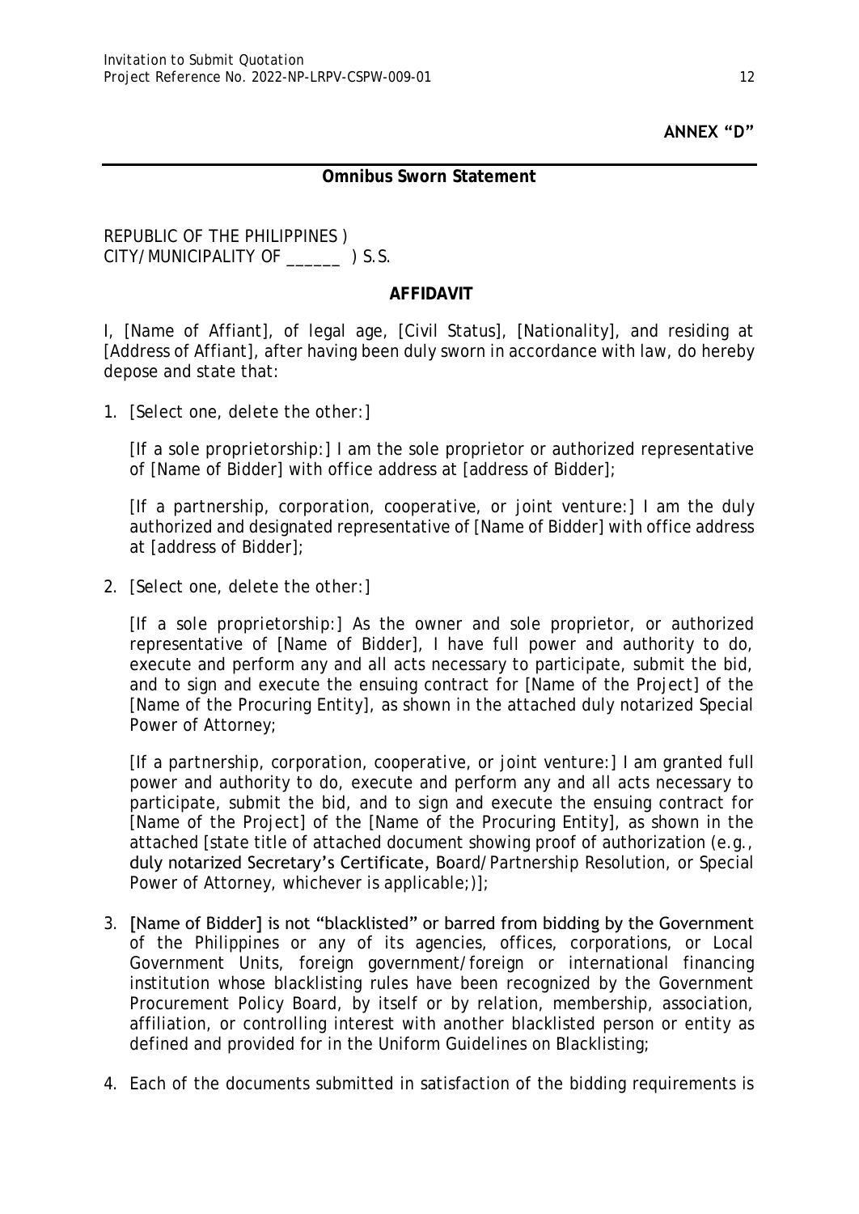**ANNEX "D"**

**Omnibus Sworn Statement**

REPUBLIC OF THE PHILIPPINES )
CITY/MUNICIPALITY OF ______ ) S.S.

**AFFIDAVIT**

I, [Name of Affiant], of legal age, [Civil Status], [Nationality], and residing at [Address of Affiant], after having been duly sworn in accordance with law, do hereby depose and state that:

1. *[Select one, delete the other:]*

   *[If a sole proprietorship:]* I am the sole proprietor or authorized representative of [Name of Bidder] with office address at [address of Bidder];

   *[If a partnership, corporation, cooperative, or joint venture:]* I am the duly authorized and designated representative of [Name of Bidder] with office address at [address of Bidder];

2. *[Select one, delete the other:]*

   *[If a sole proprietorship:]* As the owner and sole proprietor, or authorized representative of [Name of Bidder], I have full power and authority to do, execute and perform any and all acts necessary to participate, submit the bid, and to sign and execute the ensuing contract for [Name of the Project] of the [Name of the Procuring Entity], as shown in the attached duly notarized Special Power of Attorney;

   *[If a partnership, corporation, cooperative, or joint venture:]* I am granted full power and authority to do, execute and perform any and all acts necessary to participate, submit the bid, and to sign and execute the ensuing contract for [Name of the Project] of the [Name of the Procuring Entity], as shown in the attached *[state title of attached document showing proof of authorization (e.g., duly notarized Secretary's Certificate, Board/Partnership Resolution, or Special Power of Attorney, whichever is applicable;)]*;

3. [Name of Bidder] is not "blacklisted" or barred from bidding by the Government of the Philippines or any of its agencies, offices, corporations, or Local Government Units, foreign government/foreign or international financing institution whose blacklisting rules have been recognized by the Government Procurement Policy Board, by itself or by relation, membership, association, affiliation, or controlling interest with another blacklisted person or entity as defined and provided for in the Uniform Guidelines on Blacklisting;

4. Each of the documents submitted in satisfaction of the bidding requirements is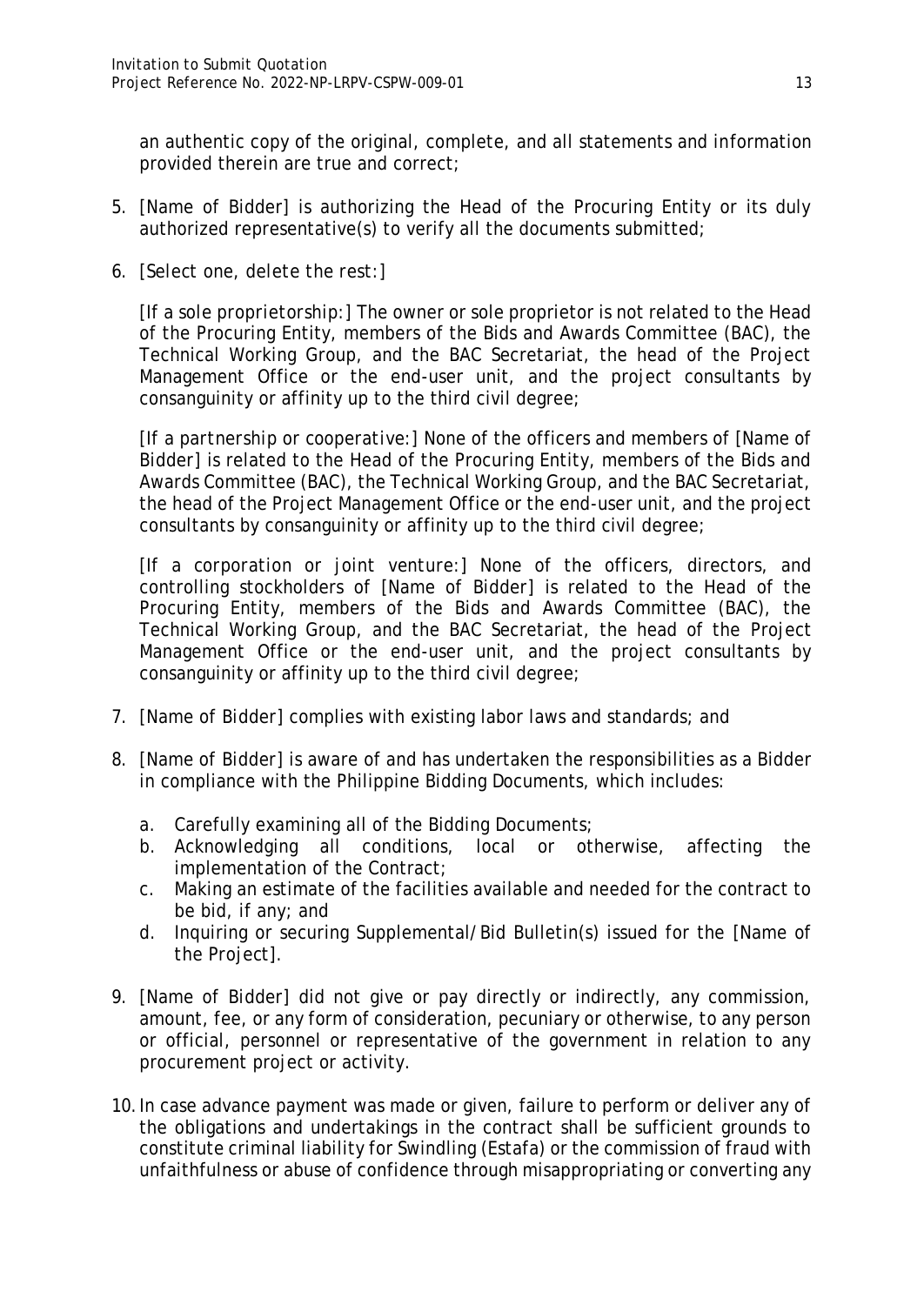an authentic copy of the original, complete, and all statements and information provided therein are true and correct;

5. [Name of Bidder] is authorizing the Head of the Procuring Entity or its duly authorized representative(s) to verify all the documents submitted;

6. [*Select one, delete the rest:*]

   [*If a sole proprietorship:*] The owner or sole proprietor is not related to the Head of the Procuring Entity, members of the Bids and Awards Committee (BAC), the Technical Working Group, and the BAC Secretariat, the head of the Project Management Office or the end-user unit, and the project consultants by consanguinity or affinity up to the third civil degree;

   [*If a partnership or cooperative:*] None of the officers and members of [Name of Bidder] is related to the Head of the Procuring Entity, members of the Bids and Awards Committee (BAC), the Technical Working Group, and the BAC Secretariat, the head of the Project Management Office or the end-user unit, and the project consultants by consanguinity or affinity up to the third civil degree;

   [*If a corporation or joint venture:*] None of the officers, directors, and controlling stockholders of [Name of Bidder] is related to the Head of the Procuring Entity, members of the Bids and Awards Committee (BAC), the Technical Working Group, and the BAC Secretariat, the head of the Project Management Office or the end-user unit, and the project consultants by consanguinity or affinity up to the third civil degree;

7. [Name of Bidder] complies with existing labor laws and standards; and

8. [Name of Bidder] is aware of and has undertaken the responsibilities as a Bidder in compliance with the Philippine Bidding Documents, which includes:

   a. Carefully examining all of the Bidding Documents;
   b. Acknowledging all conditions, local or otherwise, affecting the implementation of the Contract;
   c. Making an estimate of the facilities available and needed for the contract to be bid, if any; and
   d. Inquiring or securing Supplemental/Bid Bulletin(s) issued for the [*Name of the Project*].

9. [Name of Bidder] did not give or pay directly or indirectly, any commission, amount, fee, or any form of consideration, pecuniary or otherwise, to any person or official, personnel or representative of the government in relation to any procurement project or activity.

10. In case advance payment was made or given, failure to perform or deliver any of the obligations and undertakings in the contract shall be sufficient grounds to constitute criminal liability for Swindling (Estafa) or the commission of fraud with unfaithfulness or abuse of confidence through misappropriating or converting any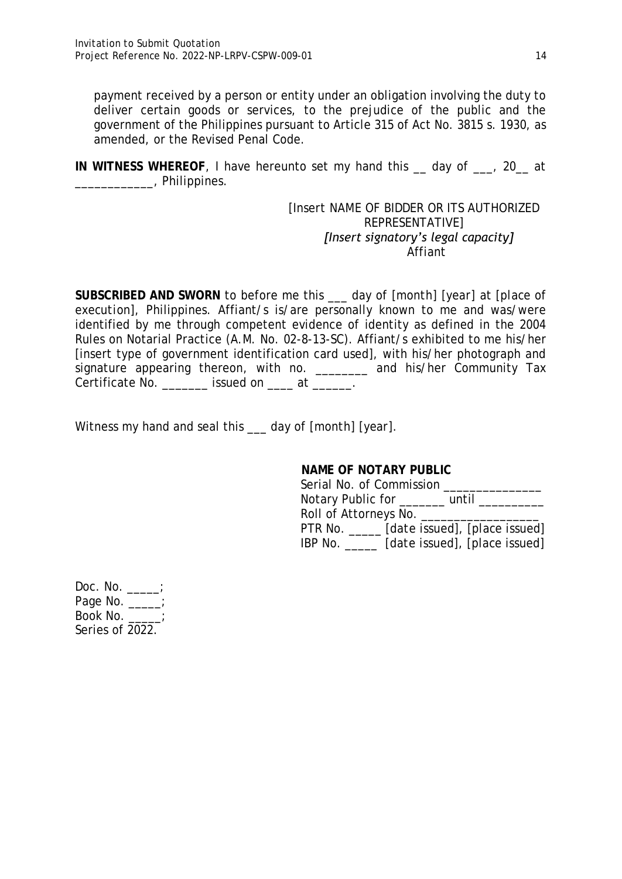payment received by a person or entity under an obligation involving the duty to deliver certain goods or services, to the prejudice of the public and the government of the Philippines pursuant to Article 315 of Act No. 3815 s. 1930, as amended, or the Revised Penal Code.

**IN WITNESS WHEREOF**, I have hereunto set my hand this __ day of ___, 20__ at ____________, Philippines.

[Insert NAME OF BIDDER OR ITS AUTHORIZED REPRESENTATIVE]
*[Insert signatory's legal capacity]*
Affiant

**SUBSCRIBED AND SWORN** to before me this ___ day of [month] [year] at [place of execution], Philippines. Affiant/s is/are personally known to me and was/were identified by me through competent evidence of identity as defined in the 2004 Rules on Notarial Practice (A.M. No. 02-8-13-SC). Affiant/s exhibited to me his/her [insert type of government identification card used], with his/her photograph and signature appearing thereon, with no. ________ and his/her Community Tax Certificate No. _______ issued on ____ at ______.

Witness my hand and seal this ___ day of [month] [year].

**NAME OF NOTARY PUBLIC**
Serial No. of Commission _______________
Notary Public for _______ until __________
Roll of Attorneys No. __________________
PTR No. _____ [date issued], [place issued]
IBP No. _____ [date issued], [place issued]

Doc. No. _____;
Page No. _____;
Book No. _____;
Series of 2022.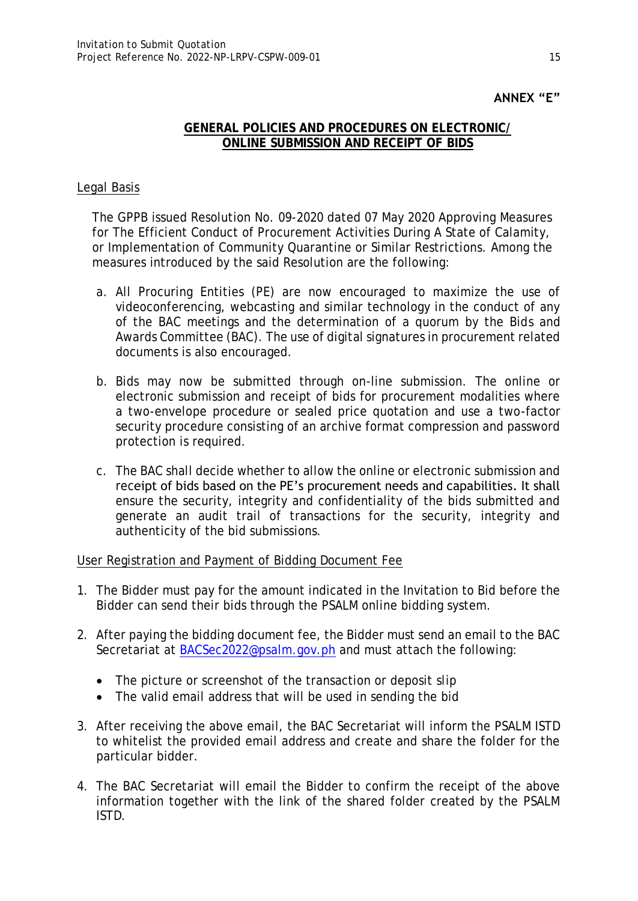**ANNEX "E"**

## GENERAL POLICIES AND PROCEDURES ON ELECTRONIC/ ONLINE SUBMISSION AND RECEIPT OF BIDS

Legal Basis

The GPPB issued Resolution No. 09-2020 dated 07 May 2020 Approving Measures for The Efficient Conduct of Procurement Activities During A State of Calamity, or Implementation of Community Quarantine or Similar Restrictions. Among the measures introduced by the said Resolution are the following:

a. All Procuring Entities (PE) are now encouraged to maximize the use of videoconferencing, webcasting and similar technology in the conduct of any of the BAC meetings and the determination of a quorum by the Bids and Awards Committee (BAC). The use of digital signatures in procurement related documents is also encouraged.

b. Bids may now be submitted through on-line submission. The online or electronic submission and receipt of bids for procurement modalities where a two-envelope procedure or sealed price quotation and use a two-factor security procedure consisting of an archive format compression and password protection is required.

c. The BAC shall decide whether to allow the online or electronic submission and receipt of bids based on the PE's procurement needs and capabilities. It shall ensure the security, integrity and confidentiality of the bids submitted and generate an audit trail of transactions for the security, integrity and authenticity of the bid submissions.

User Registration and Payment of Bidding Document Fee

1. The Bidder must pay for the amount indicated in the Invitation to Bid before the Bidder can send their bids through the PSALM online bidding system.

2. After paying the bidding document fee, the Bidder must send an email to the BAC Secretariat at BACSec2022@psalm.gov.ph and must attach the following:

   - The picture or screenshot of the transaction or deposit slip
   - The valid email address that will be used in sending the bid

3. After receiving the above email, the BAC Secretariat will inform the PSALM ISTD to whitelist the provided email address and create and share the folder for the particular bidder.

4. The BAC Secretariat will email the Bidder to confirm the receipt of the above information together with the link of the shared folder created by the PSALM ISTD.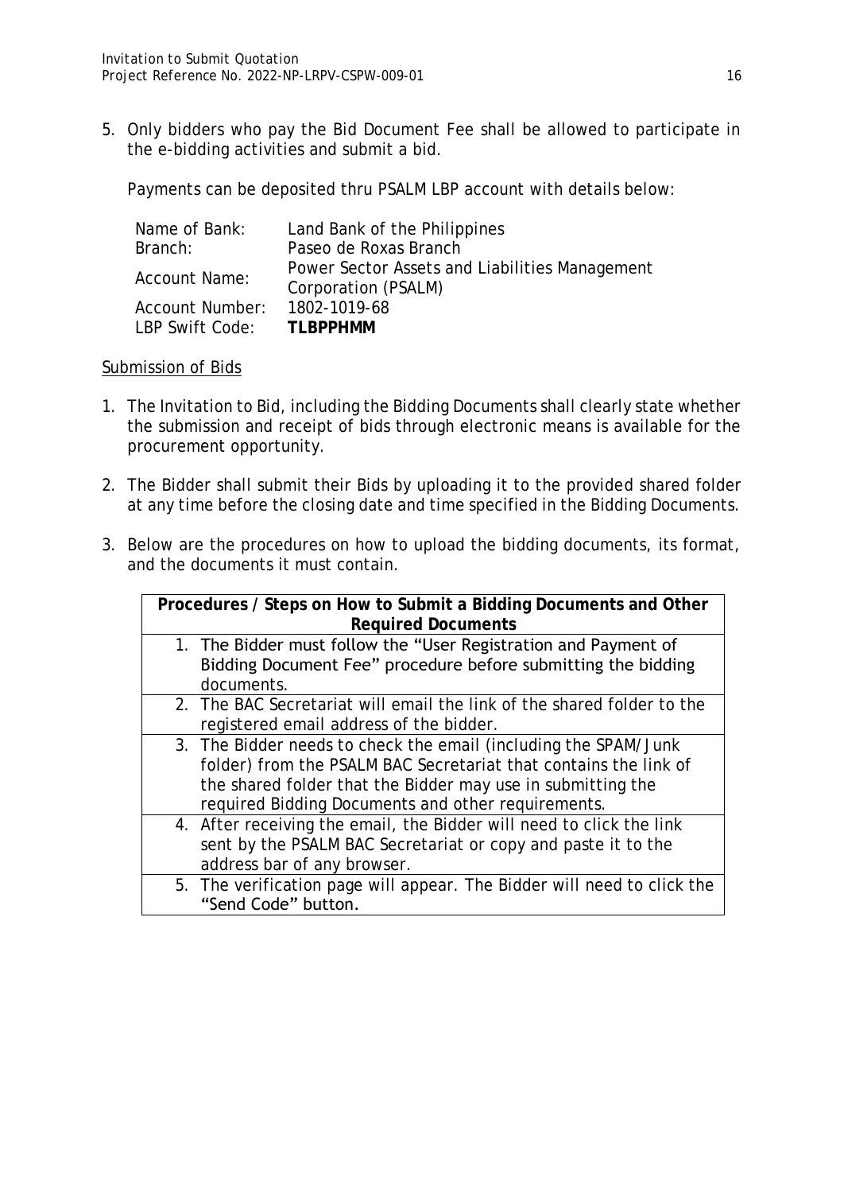5. Only bidders who pay the Bid Document Fee shall be allowed to participate in the e-bidding activities and submit a bid.

   Payments can be deposited thru PSALM LBP account with details below:

   | | |
   |---|---|
   | Name of Bank: | Land Bank of the Philippines |
   | Branch: | Paseo de Roxas Branch |
   | Account Name: | Power Sector Assets and Liabilities Management Corporation (PSALM) |
   | Account Number: | 1802-1019-68 |
   | LBP Swift Code: | **TLBPPHMM** |

<u>Submission of Bids</u>

1. The Invitation to Bid, including the Bidding Documents shall clearly state whether the submission and receipt of bids through electronic means is available for the procurement opportunity.

2. The Bidder shall submit their Bids by uploading it to the provided shared folder at any time before the closing date and time specified in the Bidding Documents.

3. Below are the procedures on how to upload the bidding documents, its format, and the documents it must contain.

| **Procedures / Steps on How to Submit a Bidding Documents and Other Required Documents** |
|---|
| 1. The Bidder must follow the "User Registration and Payment of Bidding Document Fee" procedure before submitting the bidding documents. |
| 2. The BAC Secretariat will email the link of the shared folder to the registered email address of the bidder. |
| 3. The Bidder needs to check the email (including the SPAM/Junk folder) from the PSALM BAC Secretariat that contains the link of the shared folder that the Bidder may use in submitting the required Bidding Documents and other requirements. |
| 4. After receiving the email, the Bidder will need to click the link sent by the PSALM BAC Secretariat or copy and paste it to the address bar of any browser. |
| 5. The verification page will appear. The Bidder will need to click the "Send Code" button. |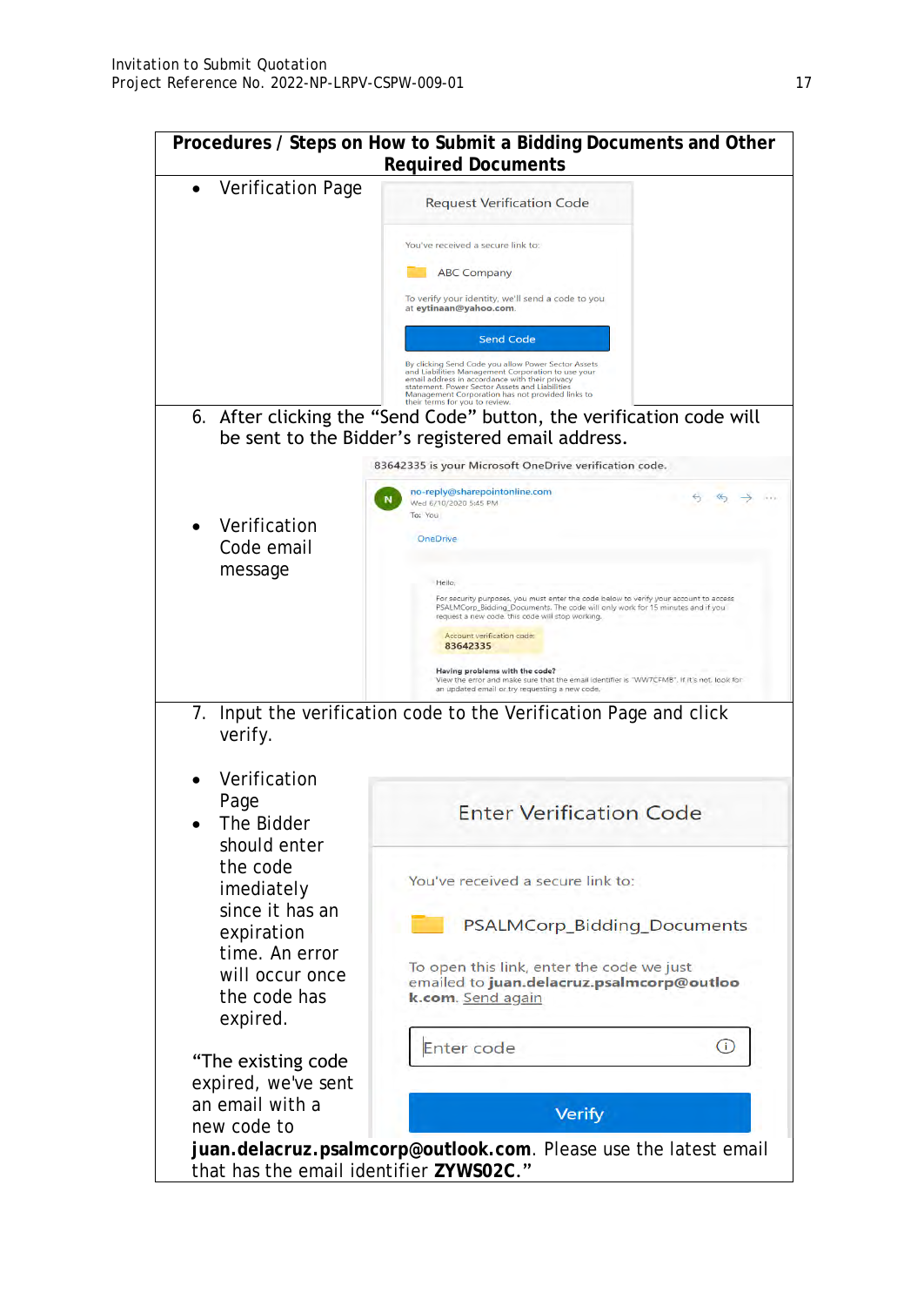| Procedures / Steps on How to Submit a Bidding Documents and Other Required Documents |
|---|
| • Verification Page |
| 6. After clicking the "Send Code" button, the verification code will be sent to the Bidder's registered email address. |
| • Verification Code email message |
| 7. Input the verification code to the Verification Page and click verify.<br><br>• Verification Page<br>• The Bidder should enter the code imediately since it has an expiration time. An error will occur once the code has expired.<br><br>"The existing code expired, we've sent an email with a new code to **juan.delacruz.psalmcorp@outlook.com**. Please use the latest email that has the email identifier **ZYWS02C**." |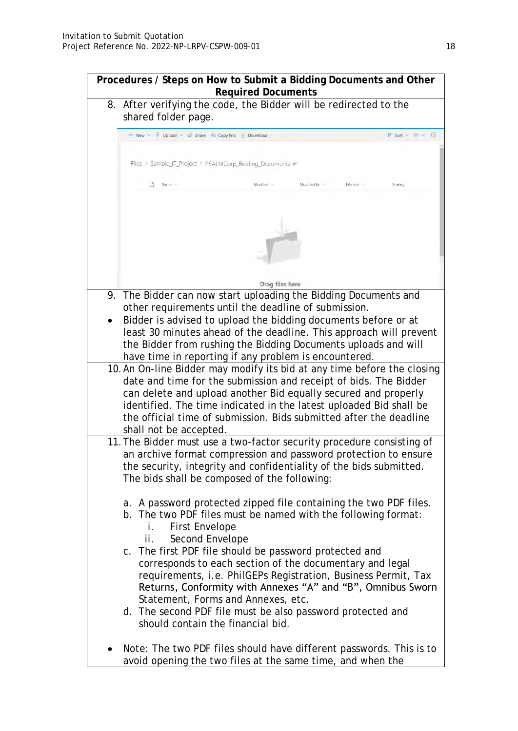**Procedures / Steps on How to Submit a Bidding Documents and Other Required Documents**

8. After verifying the code, the Bidder will be redirected to the shared folder page.

9. The Bidder can now start uploading the Bidding Documents and other requirements until the deadline of submission.

- Bidder is advised to upload the bidding documents before or at least 30 minutes ahead of the deadline. This approach will prevent the Bidder from rushing the Bidding Documents uploads and will have time in reporting if any problem is encountered.

10. An On-line Bidder may modify its bid at any time before the closing date and time for the submission and receipt of bids. The Bidder can delete and upload another Bid equally secured and properly identified. The time indicated in the latest uploaded Bid shall be the official time of submission. Bids submitted after the deadline shall not be accepted.

11. The Bidder must use a two-factor security procedure consisting of an archive format compression and password protection to ensure the security, integrity and confidentiality of the bids submitted. The bids shall be composed of the following:

    a. A password protected zipped file containing the two PDF files.
    b. The two PDF files must be named with the following format:
        i. First Envelope
        ii. Second Envelope
    c. The first PDF file should be password protected and corresponds to each section of the documentary and legal requirements, i.e. PhilGEPs Registration, Business Permit, Tax Returns, Conformity with Annexes "A" and "B", Omnibus Sworn Statement, Forms and Annexes, etc.
    d. The second PDF file must be also password protected and should contain the financial bid.

- Note: The two PDF files should have different passwords. This is to avoid opening the two files at the same time, and when the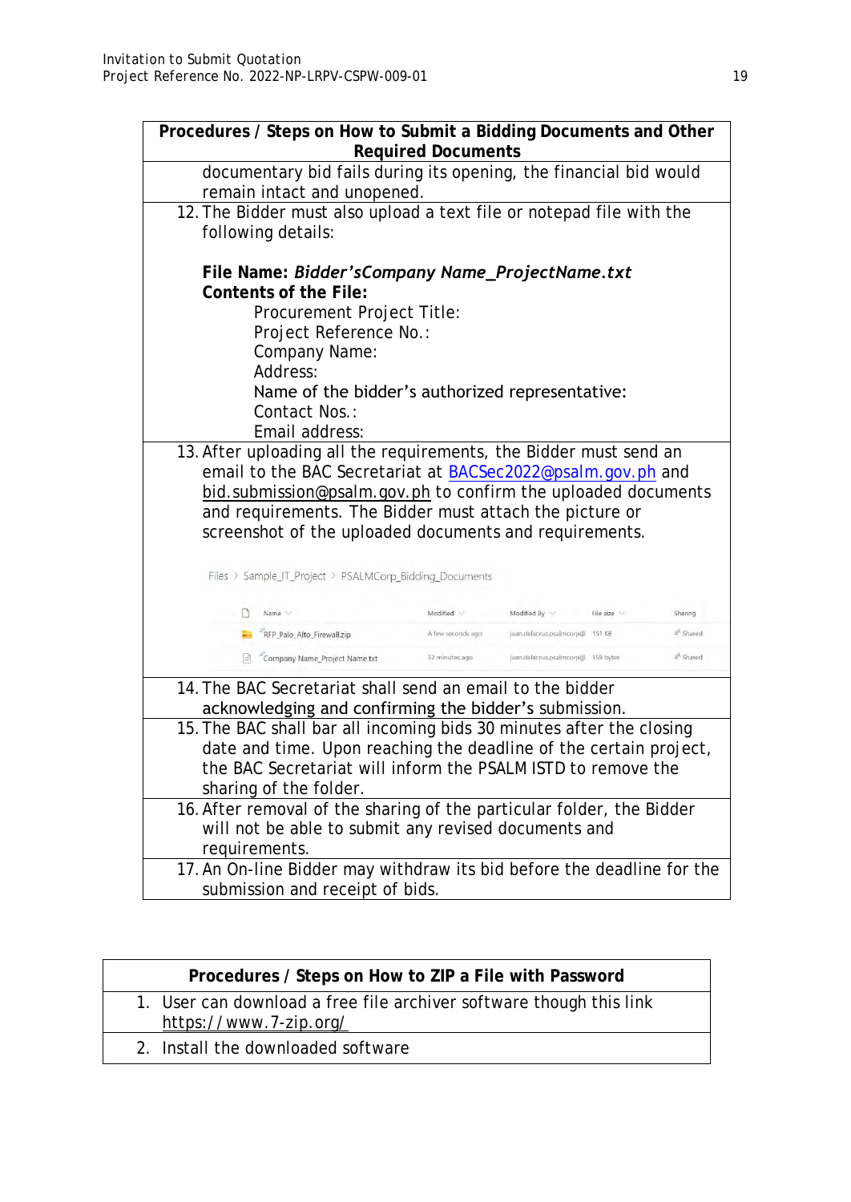| Procedures / Steps on How to Submit a Bidding Documents and Other Required Documents |
|---|
| documentary bid fails during its opening, the financial bid would remain intact and unopened. |
| 12. The Bidder must also upload a text file or notepad file with the following details:<br><br>**File Name:** ***Bidder'sCompany Name_ProjectName.txt***<br>**Contents of the File:**<br>Procurement Project Title:<br>Project Reference No.:<br>Company Name:<br>Address:<br>Name of the bidder's authorized representative:<br>Contact Nos.:<br>Email address: |
| 13. After uploading all the requirements, the Bidder must send an email to the BAC Secretariat at BACSec2022@psalm.gov.ph and bid.submission@psalm.gov.ph to confirm the uploaded documents and requirements. The Bidder must attach the picture or screenshot of the uploaded documents and requirements.<br><br>Files > Sample_IT_Project > PSALMCorp_Bidding_Documents<br><br>Name / Modified / Modified By / File size / Sharing<br>RFP_Palo_Alto_Firewall.zip / A few seconds ago / juan.delacruz.psalmcorp@ / 151 KB / Shared<br>Company Name_Project Name.txt / 32 minutes ago / juan.delacruz.psalmcorp@ / 159 bytes / Shared |
| 14. The BAC Secretariat shall send an email to the bidder acknowledging and confirming the bidder's submission. |
| 15. The BAC shall bar all incoming bids 30 minutes after the closing date and time. Upon reaching the deadline of the certain project, the BAC Secretariat will inform the PSALM ISTD to remove the sharing of the folder. |
| 16. After removal of the sharing of the particular folder, the Bidder will not be able to submit any revised documents and requirements. |
| 17. An On-line Bidder may withdraw its bid before the deadline for the submission and receipt of bids. |

| Procedures / Steps on How to ZIP a File with Password |
|---|
| 1. User can download a free file archiver software though this link https://www.7-zip.org/ |
| 2. Install the downloaded software |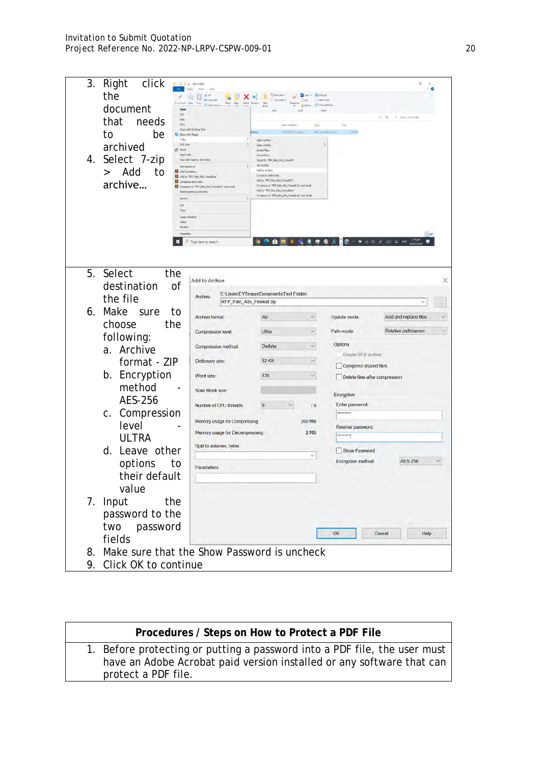3. Right click the document that needs to be archived
4. Select 7-zip > Add to archive…

5. Select the destination of the file
6. Make sure to choose the following:
   a. Archive format - ZIP
   b. Encryption method - AES-256
   c. Compression level - ULTRA
   d. Leave other options to their default value
7. Input the password to the two password fields
8. Make sure that the Show Password is uncheck
9. Click OK to continue

| Procedures / Steps on How to Protect a PDF File |
|---|
| 1. Before protecting or putting a password into a PDF file, the user must have an Adobe Acrobat paid version installed or any software that can protect a PDF file. |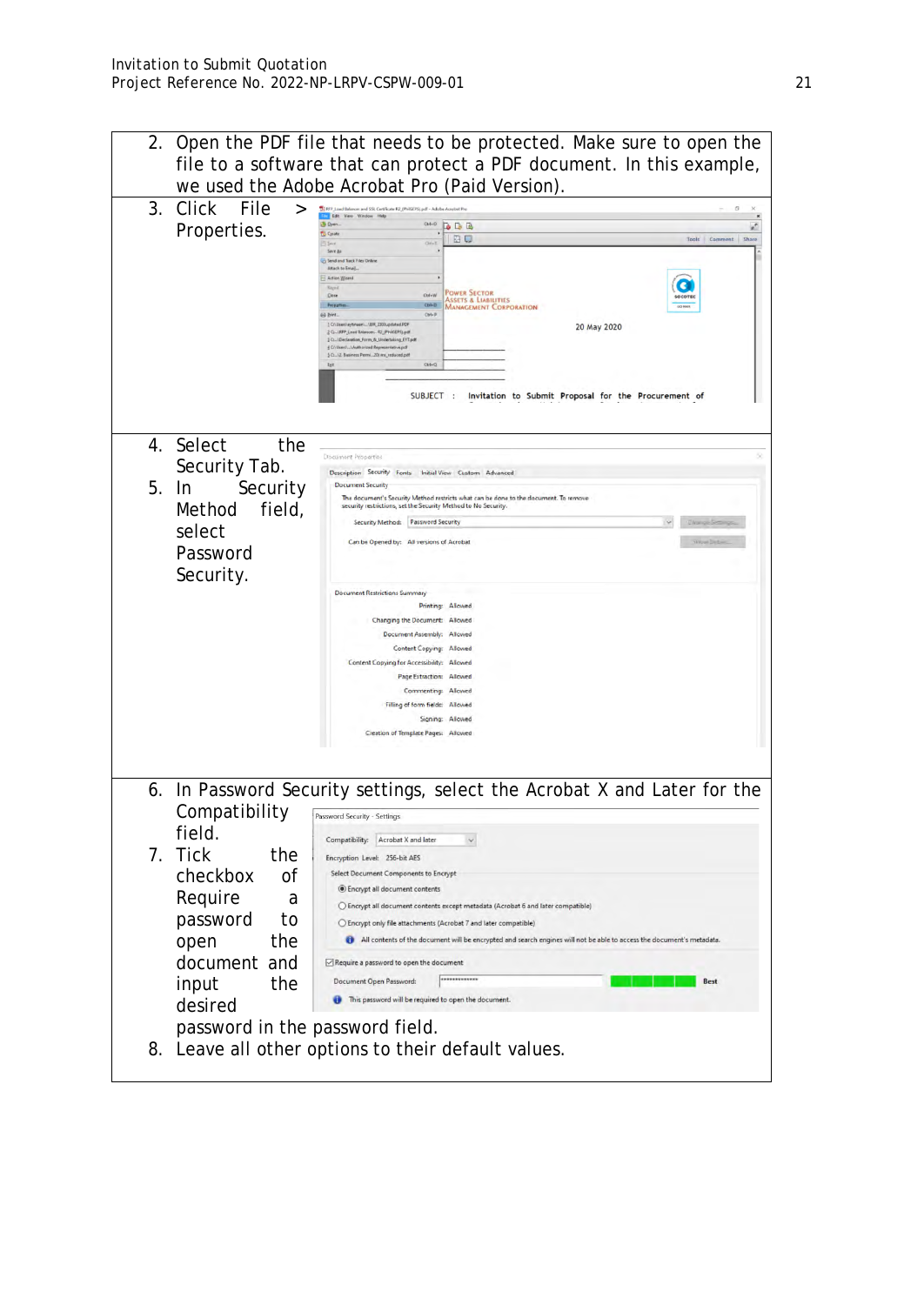2. Open the PDF file that needs to be protected. Make sure to open the file to a software that can protect a PDF document. In this example, we used the Adobe Acrobat Pro (Paid Version).
3. Click File > Properties.
4. Select the Security Tab.
5. In Security Method field, select Password Security.
6. In Password Security settings, select the Acrobat X and Later for the Compatibility field.
7. Tick the checkbox of Require a password to open the document and input the desired password in the password field.
8. Leave all other options to their default values.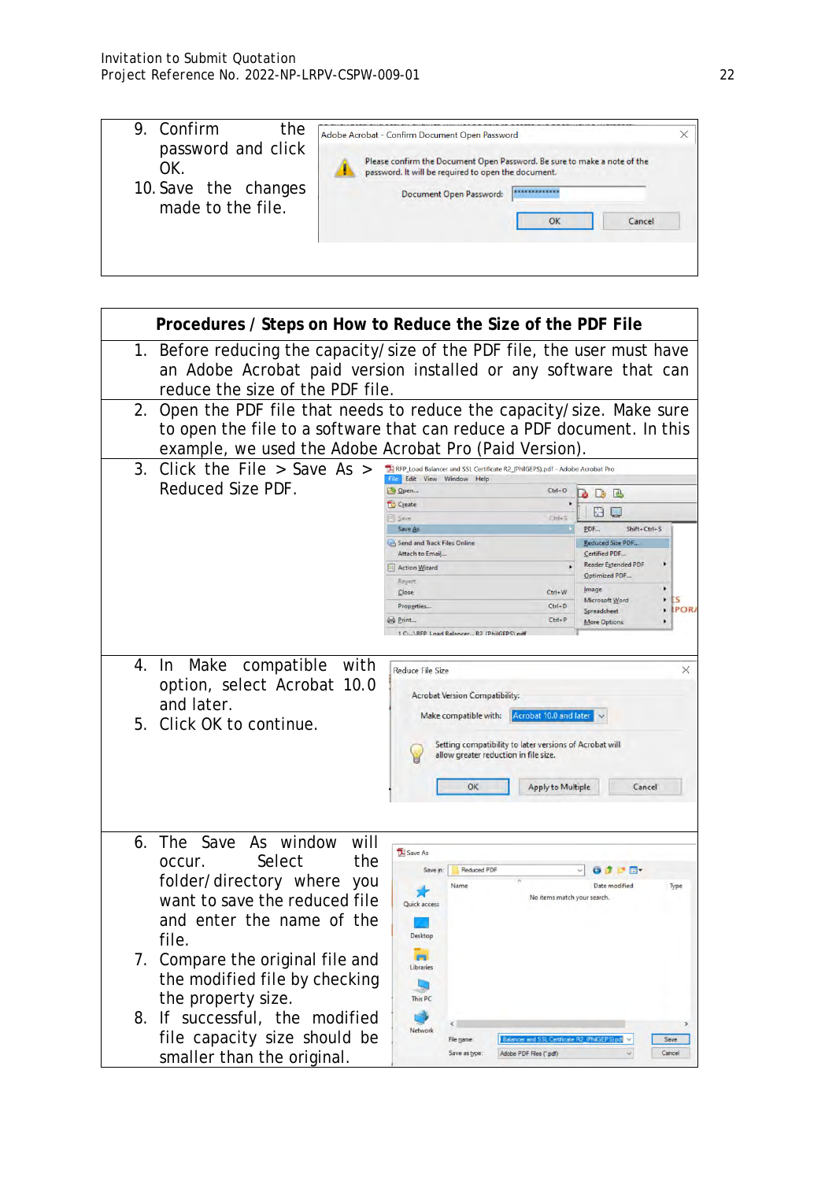|   |   |
|---|---|
| 9. Confirm the password and click OK.<br>10. Save the changes made to the file. | |

| Procedures / Steps on How to Reduce the Size of the PDF File | |
|---|---|
| 1. Before reducing the capacity/size of the PDF file, the user must have an Adobe Acrobat paid version installed or any software that can reduce the size of the PDF file. | |
| 2. Open the PDF file that needs to reduce the capacity/size. Make sure to open the file to a software that can reduce a PDF document. In this example, we used the Adobe Acrobat Pro (Paid Version). | |
| 3. Click the File > Save As > Reduced Size PDF. | |
| 4. In Make compatible with option, select Acrobat 10.0 and later.<br>5. Click OK to continue. | |
| 6. The Save As window will occur. Select the folder/directory where you want to save the reduced file and enter the name of the file.<br>7. Compare the original file and the modified file by checking the property size.<br>8. If successful, the modified file capacity size should be smaller than the original. | |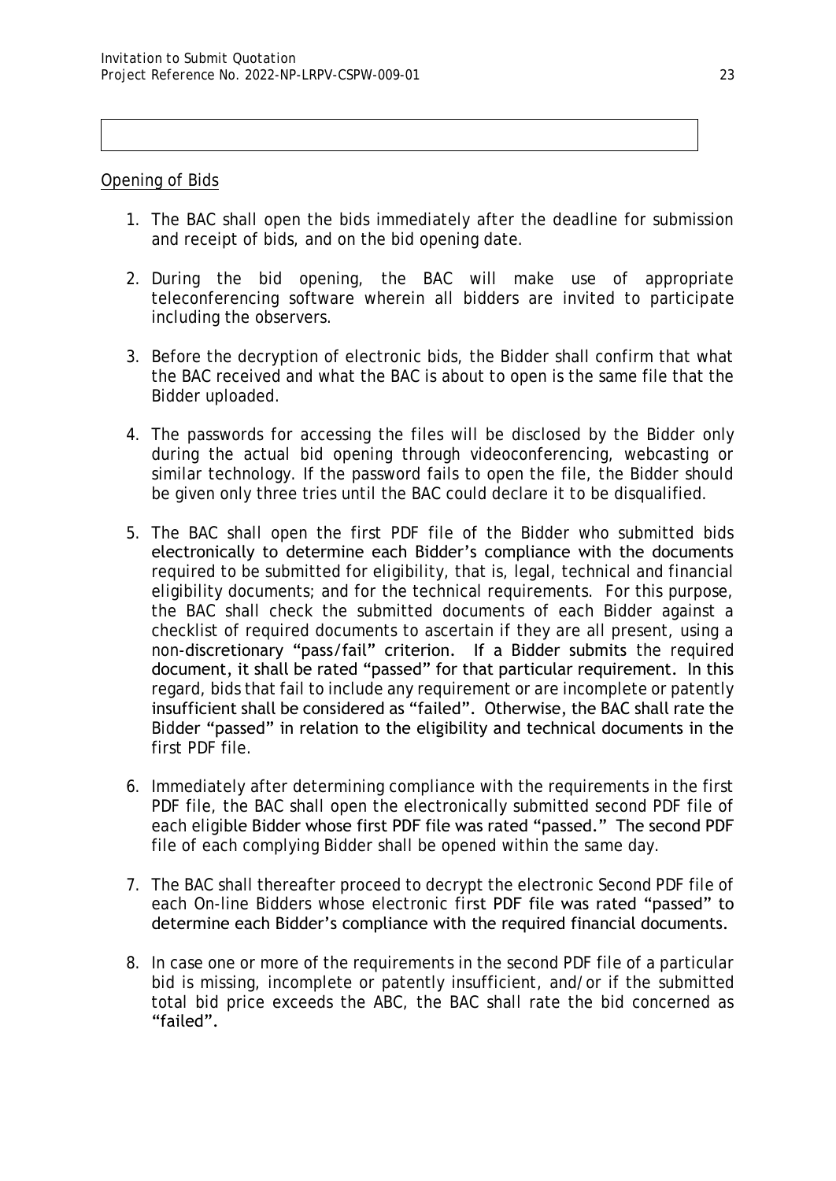Opening of Bids

1. The BAC shall open the bids immediately after the deadline for submission and receipt of bids, and on the bid opening date.

2. During the bid opening, the BAC will make use of appropriate teleconferencing software wherein all bidders are invited to participate including the observers.

3. Before the decryption of electronic bids, the Bidder shall confirm that what the BAC received and what the BAC is about to open is the same file that the Bidder uploaded.

4. The passwords for accessing the files will be disclosed by the Bidder only during the actual bid opening through videoconferencing, webcasting or similar technology. If the password fails to open the file, the Bidder should be given only three tries until the BAC could declare it to be disqualified.

5. The BAC shall open the first PDF file of the Bidder who submitted bids electronically to determine each Bidder's compliance with the documents required to be submitted for eligibility, that is, legal, technical and financial eligibility documents; and for the technical requirements. For this purpose, the BAC shall check the submitted documents of each Bidder against a checklist of required documents to ascertain if they are all present, using a non-discretionary "pass/fail" criterion. If a Bidder submits the required document, it shall be rated "passed" for that particular requirement. In this regard, bids that fail to include any requirement or are incomplete or patently insufficient shall be considered as "failed". Otherwise, the BAC shall rate the Bidder "passed" in relation to the eligibility and technical documents in the first PDF file.

6. Immediately after determining compliance with the requirements in the first PDF file, the BAC shall open the electronically submitted second PDF file of each eligible Bidder whose first PDF file was rated "passed." The second PDF file of each complying Bidder shall be opened within the same day.

7. The BAC shall thereafter proceed to decrypt the electronic Second PDF file of each On-line Bidders whose electronic first PDF file was rated "passed" to determine each Bidder's compliance with the required financial documents.

8. In case one or more of the requirements in the second PDF file of a particular bid is missing, incomplete or patently insufficient, and/or if the submitted total bid price exceeds the ABC, the BAC shall rate the bid concerned as "failed".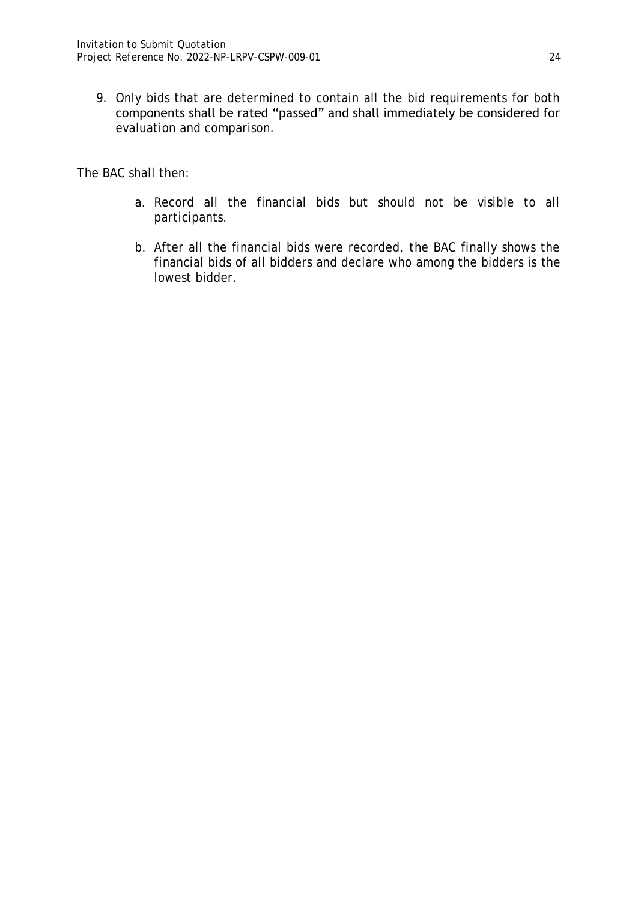9. Only bids that are determined to contain all the bid requirements for both components shall be rated "passed" and shall immediately be considered for evaluation and comparison.

The BAC shall then:

a. Record all the financial bids but should not be visible to all participants.

b. After all the financial bids were recorded, the BAC finally shows the financial bids of all bidders and declare who among the bidders is the lowest bidder.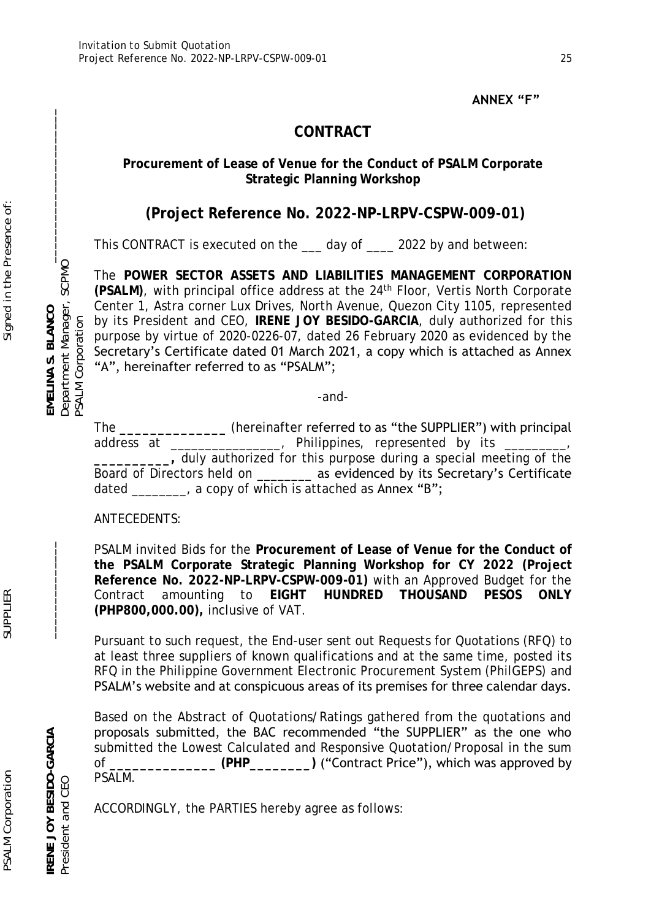ANNEX "F"

# CONTRACT

**Procurement of Lease of Venue for the Conduct of PSALM Corporate Strategic Planning Workshop**

## (Project Reference No. 2022-NP-LRPV-CSPW-009-01)

This CONTRACT is executed on the ___ day of ____ 2022 by and between:

The **POWER SECTOR ASSETS AND LIABILITIES MANAGEMENT CORPORATION (PSALM)**, with principal office address at the 24th Floor, Vertis North Corporate Center 1, Astra corner Lux Drives, North Avenue, Quezon City 1105, represented by its President and CEO, **IRENE JOY BESIDO-GARCIA**, duly authorized for this purpose by virtue of 2020-0226-07, dated 26 February 2020 as evidenced by the Secretary's Certificate dated 01 March 2021, a copy which is attached as Annex "A", hereinafter referred to as "PSALM";

-and-

The **______________** (hereinafter referred to as "the SUPPLIER") with principal address at ________________, Philippines, represented by its _________, **__________,** duly authorized for this purpose during a special meeting of the Board of Directors held on ________ as evidenced by its Secretary's Certificate dated ________, a copy of which is attached as Annex "B";

ANTECEDENTS:

PSALM invited Bids for the **Procurement of Lease of Venue for the Conduct of the PSALM Corporate Strategic Planning Workshop for CY 2022 (Project Reference No. 2022-NP-LRPV-CSPW-009-01)** with an Approved Budget for the Contract amounting to **EIGHT HUNDRED THOUSAND PESOS ONLY (PHP800,000.00),** inclusive of VAT.

Pursuant to such request, the End-user sent out Requests for Quotations (RFQ) to at least three suppliers of known qualifications and at the same time, posted its RFQ in the Philippine Government Electronic Procurement System (PhilGEPS) and PSALM's website and at conspicuous areas of its premises for three calendar days.

Based on the Abstract of Quotations/Ratings gathered from the quotations and proposals submitted, the BAC recommended "the SUPPLIER" as the one who submitted the Lowest Calculated and Responsive Quotation/Proposal in the sum of **______________ (PHP________)** ("Contract Price"), which was approved by PSALM.

ACCORDINGLY, the PARTIES hereby agree as follows:

Signed in the Presence of:

_______________________
**EMELINA S. BLANCO**
Department Manager, SCPMO
PSALM Corporation

_______________________
SUPPLIER

_______________________
**IRENE JOY BESIDO-GARCIA**
President and CEO
PSALM Corporation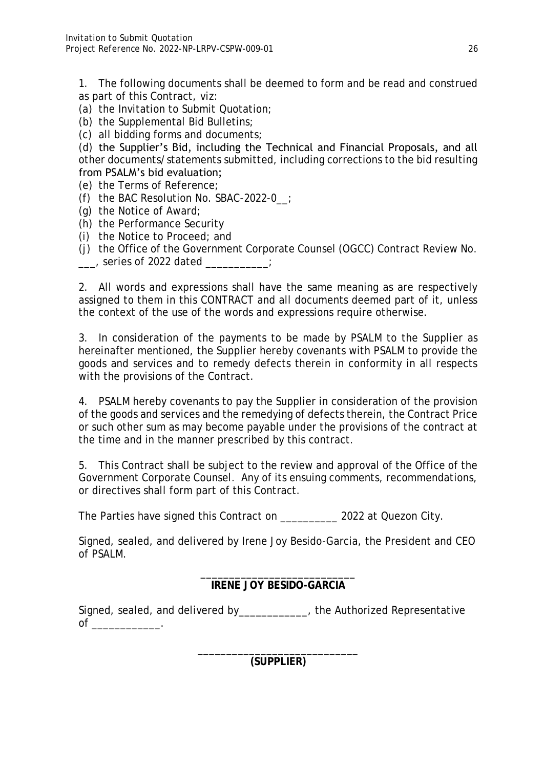1. The following documents shall be deemed to form and be read and construed as part of this Contract, viz:

(a) the Invitation to Submit Quotation;
(b) the Supplemental Bid Bulletins;
(c) all bidding forms and documents;
(d) the Supplier's Bid, including the Technical and Financial Proposals, and all other documents/statements submitted, including corrections to the bid resulting from PSALM's bid evaluation;
(e) the Terms of Reference;
(f) the BAC Resolution No. SBAC-2022-0__;
(g) the Notice of Award;
(h) the Performance Security
(i) the Notice to Proceed; and
(j) the Office of the Government Corporate Counsel (OGCC) Contract Review No. ___, series of 2022 dated ___________;

2. All words and expressions shall have the same meaning as are respectively assigned to them in this CONTRACT and all documents deemed part of it, unless the context of the use of the words and expressions require otherwise.

3. In consideration of the payments to be made by PSALM to the Supplier as hereinafter mentioned, the Supplier hereby covenants with PSALM to provide the goods and services and to remedy defects therein in conformity in all respects with the provisions of the Contract.

4. PSALM hereby covenants to pay the Supplier in consideration of the provision of the goods and services and the remedying of defects therein, the Contract Price or such other sum as may become payable under the provisions of the contract at the time and in the manner prescribed by this contract.

5. This Contract shall be subject to the review and approval of the Office of the Government Corporate Counsel. Any of its ensuing comments, recommendations, or directives shall form part of this Contract.

The Parties have signed this Contract on __________ 2022 at Quezon City.

Signed, sealed, and delivered by Irene Joy Besido-Garcia, the President and CEO of PSALM.

___________________________
**IRENE JOY BESIDO-GARCIA**

Signed, sealed, and delivered by____________, the Authorized Representative of ____________.

____________________________
**(SUPPLIER)**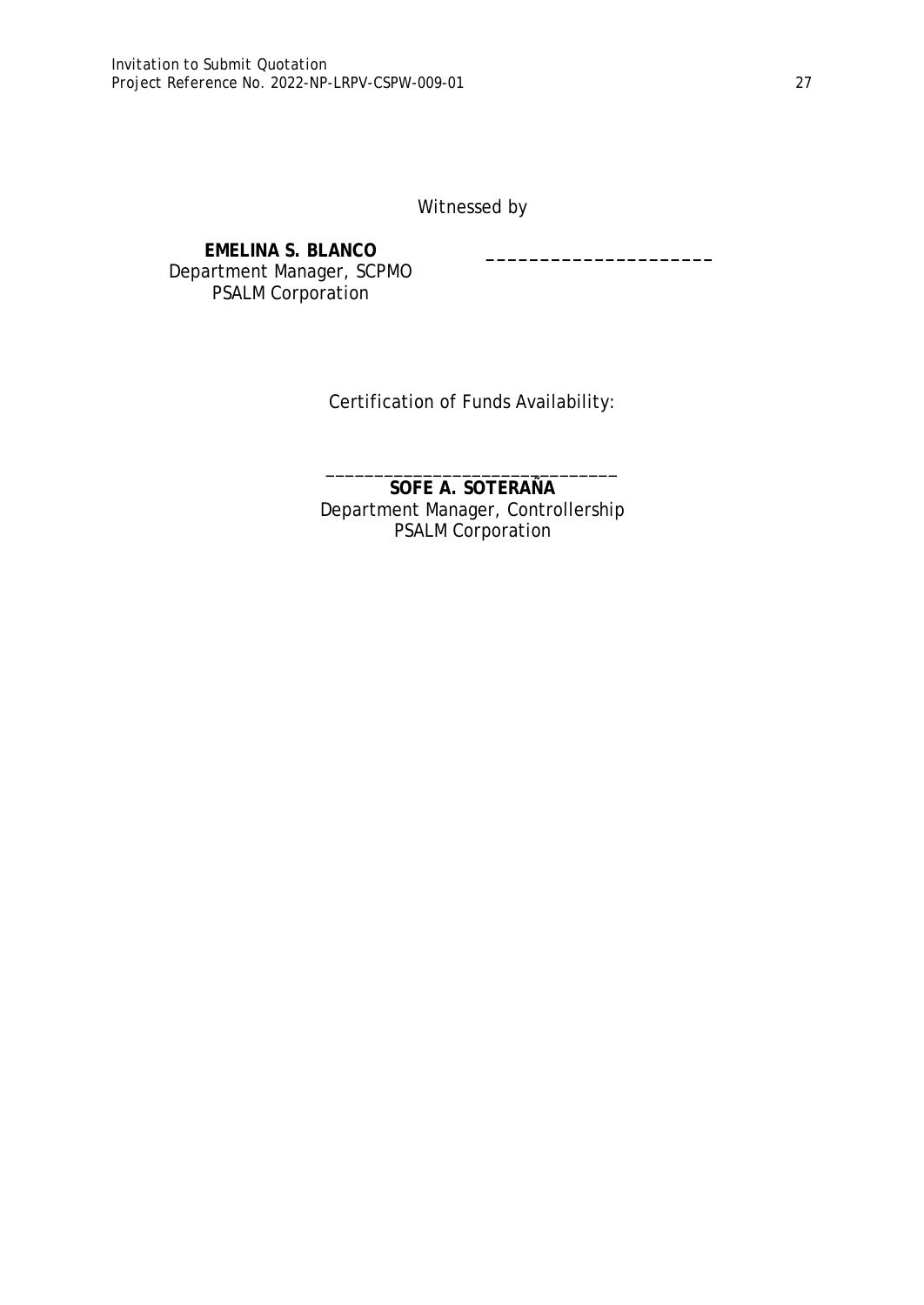Witnessed by

**EMELINA S. BLANCO**
Department Manager, SCPMO
PSALM Corporation

______________________

Certification of Funds Availability:

______________________________
**SOFE A. SOTERAÑA**
Department Manager, Controllership
PSALM Corporation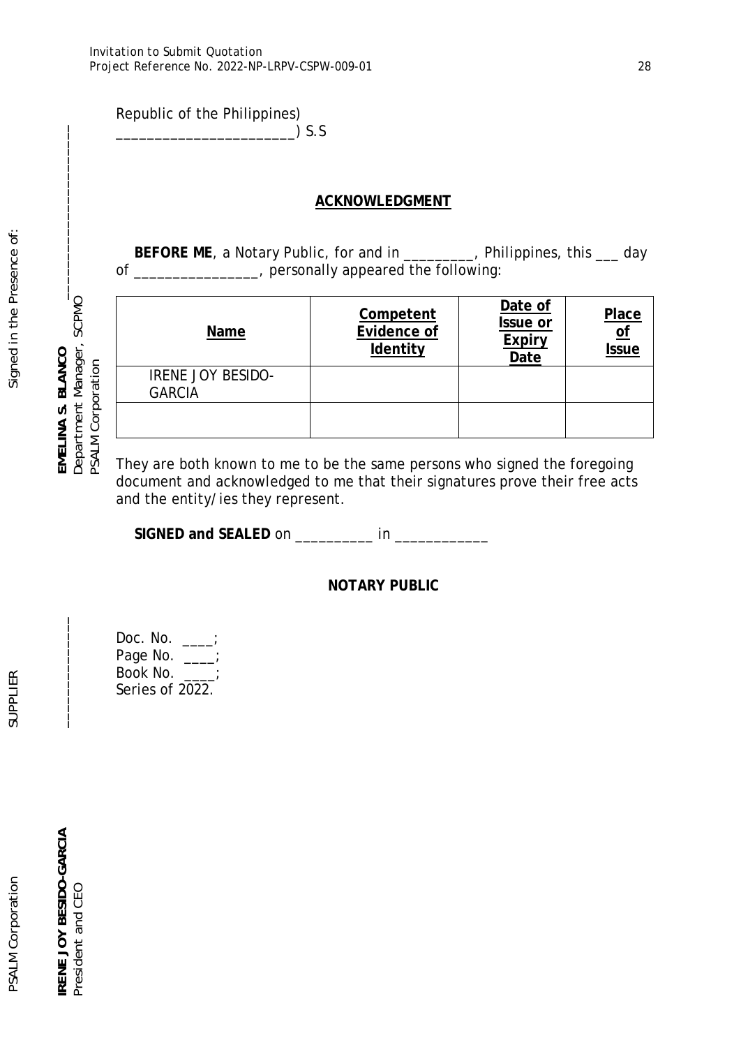Republic of the Philippines)
______________________) S.S

## ACKNOWLEDGMENT

**BEFORE ME**, a Notary Public, for and in _________, Philippines, this ___ day of ________________, personally appeared the following:

| Name | Competent Evidence of Identity | Date of Issue or Expiry Date | Place of Issue |
|---|---|---|---|
| IRENE JOY BESIDO-GARCIA | | | |
| | | | |

They are both known to me to be the same persons who signed the foregoing document and acknowledged to me that their signatures prove their free acts and the entity/ies they represent.

**SIGNED and SEALED** on __________ in ____________

**NOTARY PUBLIC**

Doc. No. ____;
Page No. ____;
Book No. ____;
Series of 2022.

Signed in the Presence of:

**EMELINA S. BLANCO**
Department Manager, SCPMO
PSALM Corporation

SUPPLIER

PSALM Corporation

**IRENE JOY BESIDO-GARCIA**
President and CEO